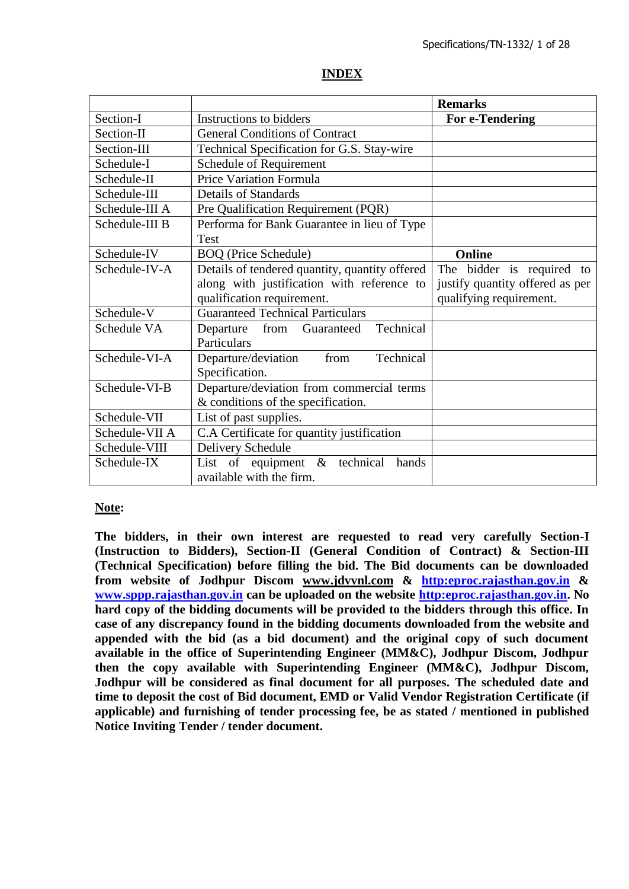# INDEX

| | | Remarks |
|---|---|---|
| Section-I | Instructions to bidders | **For e-Tendering** |
| Section-II | General Conditions of Contract | |
| Section-III | Technical Specification for G.S. Stay-wire | |
| Schedule-I | Schedule of Requirement | |
| Schedule-II | Price Variation Formula | |
| Schedule-III | Details of Standards | |
| Schedule-III A | Pre Qualification Requirement (PQR) | |
| Schedule-III B | Performa for Bank Guarantee in lieu of Type Test | |
| Schedule-IV | BOQ (Price Schedule) | **Online** |
| Schedule-IV-A | Details of tendered quantity, quantity offered along with justification with reference to qualification requirement. | The bidder is required to justify quantity offered as per qualifying requirement. |
| Schedule-V | Guaranteed Technical Particulars | |
| Schedule VA | Departure from Guaranteed Technical Particulars | |
| Schedule-VI-A | Departure/deviation from Technical Specification. | |
| Schedule-VI-B | Departure/deviation from commercial terms & conditions of the specification. | |
| Schedule-VII | List of past supplies. | |
| Schedule-VII A | C.A Certificate for quantity justification | |
| Schedule-VIII | Delivery Schedule | |
| Schedule-IX | List of equipment & technical hands available with the firm. | |

**Note:**

**The bidders, in their own interest are requested to read very carefully Section-I (Instruction to Bidders), Section-II (General Condition of Contract) & Section-III (Technical Specification) before filling the bid. The Bid documents can be downloaded from website of Jodhpur Discom www.jdvvnl.com & http:eproc.rajasthan.gov.in & www.sppp.rajasthan.gov.in can be uploaded on the website http:eproc.rajasthan.gov.in. No hard copy of the bidding documents will be provided to the bidders through this office. In case of any discrepancy found in the bidding documents downloaded from the website and appended with the bid (as a bid document) and the original copy of such document available in the office of Superintending Engineer (MM&C), Jodhpur Discom, Jodhpur then the copy available with Superintending Engineer (MM&C), Jodhpur Discom, Jodhpur will be considered as final document for all purposes. The scheduled date and time to deposit the cost of Bid document, EMD or Valid Vendor Registration Certificate (if applicable) and furnishing of tender processing fee, be as stated / mentioned in published Notice Inviting Tender / tender document.**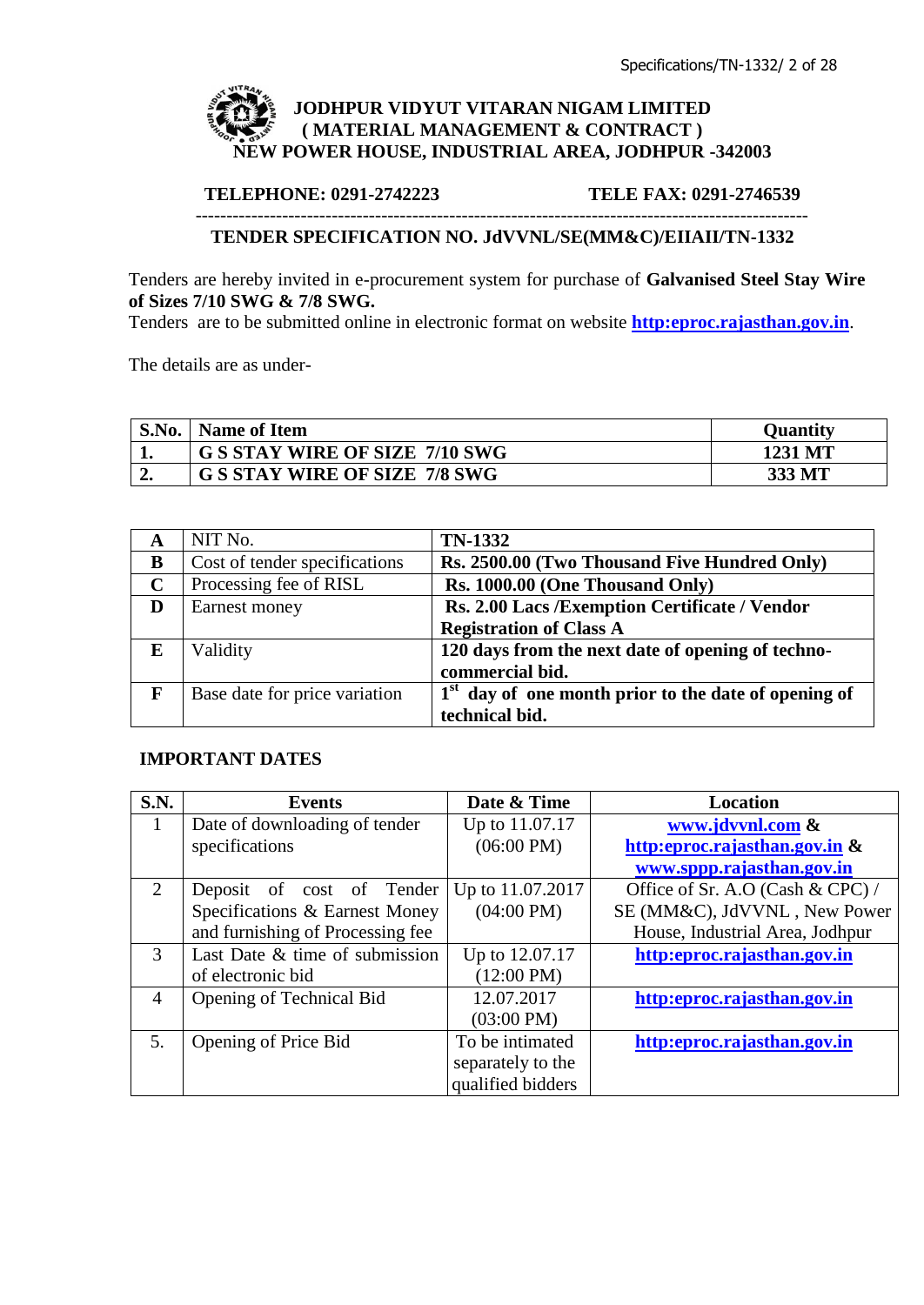# JODHPUR VIDYUT VITARAN NIGAM LIMITED
## ( MATERIAL MANAGEMENT & CONTRACT )
## NEW POWER HOUSE, INDUSTRIAL AREA, JODHPUR -342003

**TELEPHONE: 0291-2742223** **TELE FAX: 0291-2746539**

---

**TENDER SPECIFICATION NO. JdVVNL/SE(MM&C)/EIIAII/TN-1332**

Tenders are hereby invited in e-procurement system for purchase of **Galvanised Steel Stay Wire of Sizes 7/10 SWG & 7/8 SWG.**
Tenders are to be submitted online in electronic format on website **http:eproc.rajasthan.gov.in**.

The details are as under-

| S.No. | Name of Item | Quantity |
|---|---|---|
| **1.** | **G S STAY WIRE OF SIZE 7/10 SWG** | **1231 MT** |
| **2.** | **G S STAY WIRE OF SIZE 7/8 SWG** | **333 MT** |

| | | |
|---|---|---|
| **A** | NIT No. | **TN-1332** |
| **B** | Cost of tender specifications | **Rs. 2500.00 (Two Thousand Five Hundred Only)** |
| **C** | Processing fee of RISL | **Rs. 1000.00 (One Thousand Only)** |
| **D** | Earnest money | **Rs. 2.00 Lacs /Exemption Certificate / Vendor Registration of Class A** |
| **E** | Validity | **120 days from the next date of opening of techno-commercial bid.** |
| **F** | Base date for price variation | **1st day of one month prior to the date of opening of technical bid.** |

**IMPORTANT DATES**

| S.N. | Events | Date & Time | Location |
|---|---|---|---|
| 1 | Date of downloading of tender specifications | Up to 11.07.17 (06:00 PM) | **www.jdvvnl.com & http:eproc.rajasthan.gov.in & www.sppp.rajasthan.gov.in** |
| 2 | Deposit of cost of Tender Specifications & Earnest Money and furnishing of Processing fee | Up to 11.07.2017 (04:00 PM) | Office of Sr. A.O (Cash & CPC) / SE (MM&C), JdVVNL , New Power House, Industrial Area, Jodhpur |
| 3 | Last Date & time of submission of electronic bid | Up to 12.07.17 (12:00 PM) | **http:eproc.rajasthan.gov.in** |
| 4 | Opening of Technical Bid | 12.07.2017 (03:00 PM) | **http:eproc.rajasthan.gov.in** |
| 5. | Opening of Price Bid | To be intimated separately to the qualified bidders | **http:eproc.rajasthan.gov.in** |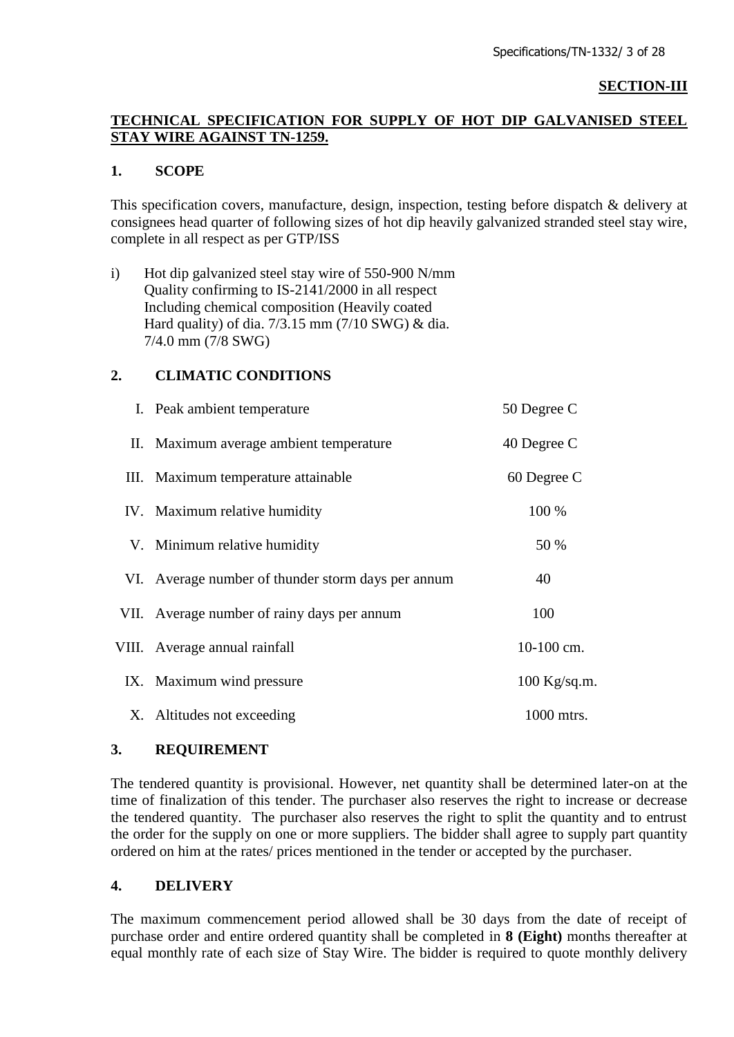**SECTION-III**

**TECHNICAL SPECIFICATION FOR SUPPLY OF HOT DIP GALVANISED STEEL STAY WIRE AGAINST TN-1259.**

## 1. SCOPE

This specification covers, manufacture, design, inspection, testing before dispatch & delivery at consignees head quarter of following sizes of hot dip heavily galvanized stranded steel stay wire, complete in all respect as per GTP/ISS

i) Hot dip galvanized steel stay wire of 550-900 N/mm Quality confirming to IS-2141/2000 in all respect Including chemical composition (Heavily coated Hard quality) of dia. 7/3.15 mm (7/10 SWG) & dia. 7/4.0 mm (7/8 SWG)

## 2. CLIMATIC CONDITIONS

| | | |
|---|---|---|
| I. | Peak ambient temperature | 50 Degree C |
| II. | Maximum average ambient temperature | 40 Degree C |
| III. | Maximum temperature attainable | 60 Degree C |
| IV. | Maximum relative humidity | 100 % |
| V. | Minimum relative humidity | 50 % |
| VI. | Average number of thunder storm days per annum | 40 |
| VII. | Average number of rainy days per annum | 100 |
| VIII. | Average annual rainfall | 10-100 cm. |
| IX. | Maximum wind pressure | 100 Kg/sq.m. |
| X. | Altitudes not exceeding | 1000 mtrs. |

## 3. REQUIREMENT

The tendered quantity is provisional. However, net quantity shall be determined later-on at the time of finalization of this tender. The purchaser also reserves the right to increase or decrease the tendered quantity. The purchaser also reserves the right to split the quantity and to entrust the order for the supply on one or more suppliers. The bidder shall agree to supply part quantity ordered on him at the rates/ prices mentioned in the tender or accepted by the purchaser.

## 4. DELIVERY

The maximum commencement period allowed shall be 30 days from the date of receipt of purchase order and entire ordered quantity shall be completed in **8 (Eight)** months thereafter at equal monthly rate of each size of Stay Wire. The bidder is required to quote monthly delivery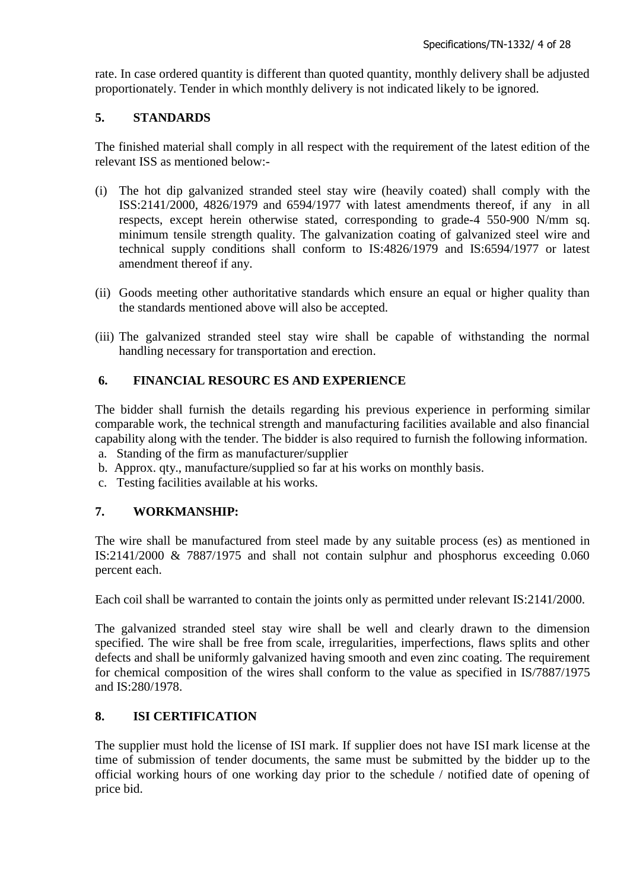rate. In case ordered quantity is different than quoted quantity, monthly delivery shall be adjusted proportionately. Tender in which monthly delivery is not indicated likely to be ignored.

## 5. STANDARDS

The finished material shall comply in all respect with the requirement of the latest edition of the relevant ISS as mentioned below:-

(i) The hot dip galvanized stranded steel stay wire (heavily coated) shall comply with the ISS:2141/2000, 4826/1979 and 6594/1977 with latest amendments thereof, if any in all respects, except herein otherwise stated, corresponding to grade-4 550-900 N/mm sq. minimum tensile strength quality. The galvanization coating of galvanized steel wire and technical supply conditions shall conform to IS:4826/1979 and IS:6594/1977 or latest amendment thereof if any.

(ii) Goods meeting other authoritative standards which ensure an equal or higher quality than the standards mentioned above will also be accepted.

(iii) The galvanized stranded steel stay wire shall be capable of withstanding the normal handling necessary for transportation and erection.

## 6. FINANCIAL RESOURC ES AND EXPERIENCE

The bidder shall furnish the details regarding his previous experience in performing similar comparable work, the technical strength and manufacturing facilities available and also financial capability along with the tender. The bidder is also required to furnish the following information.

a. Standing of the firm as manufacturer/supplier
b. Approx. qty., manufacture/supplied so far at his works on monthly basis.
c. Testing facilities available at his works.

## 7. WORKMANSHIP:

The wire shall be manufactured from steel made by any suitable process (es) as mentioned in IS:2141/2000 & 7887/1975 and shall not contain sulphur and phosphorus exceeding 0.060 percent each.

Each coil shall be warranted to contain the joints only as permitted under relevant IS:2141/2000.

The galvanized stranded steel stay wire shall be well and clearly drawn to the dimension specified. The wire shall be free from scale, irregularities, imperfections, flaws splits and other defects and shall be uniformly galvanized having smooth and even zinc coating. The requirement for chemical composition of the wires shall conform to the value as specified in IS/7887/1975 and IS:280/1978.

## 8. ISI CERTIFICATION

The supplier must hold the license of ISI mark. If supplier does not have ISI mark license at the time of submission of tender documents, the same must be submitted by the bidder up to the official working hours of one working day prior to the schedule / notified date of opening of price bid.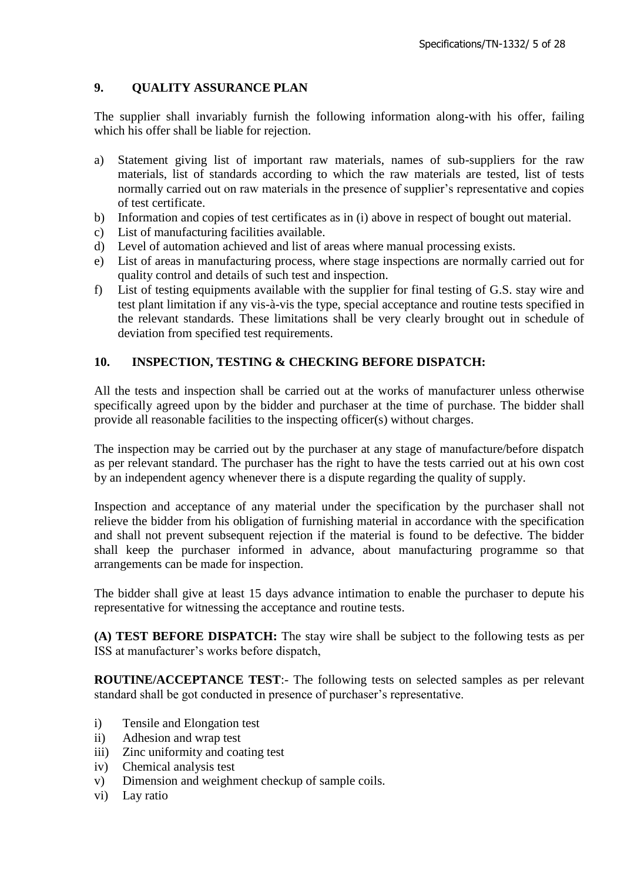## 9. QUALITY ASSURANCE PLAN

The supplier shall invariably furnish the following information along-with his offer, failing which his offer shall be liable for rejection.

a) Statement giving list of important raw materials, names of sub-suppliers for the raw materials, list of standards according to which the raw materials are tested, list of tests normally carried out on raw materials in the presence of supplier's representative and copies of test certificate.
b) Information and copies of test certificates as in (i) above in respect of bought out material.
c) List of manufacturing facilities available.
d) Level of automation achieved and list of areas where manual processing exists.
e) List of areas in manufacturing process, where stage inspections are normally carried out for quality control and details of such test and inspection.
f) List of testing equipments available with the supplier for final testing of G.S. stay wire and test plant limitation if any vis-à-vis the type, special acceptance and routine tests specified in the relevant standards. These limitations shall be very clearly brought out in schedule of deviation from specified test requirements.

## 10. INSPECTION, TESTING & CHECKING BEFORE DISPATCH:

All the tests and inspection shall be carried out at the works of manufacturer unless otherwise specifically agreed upon by the bidder and purchaser at the time of purchase. The bidder shall provide all reasonable facilities to the inspecting officer(s) without charges.

The inspection may be carried out by the purchaser at any stage of manufacture/before dispatch as per relevant standard. The purchaser has the right to have the tests carried out at his own cost by an independent agency whenever there is a dispute regarding the quality of supply.

Inspection and acceptance of any material under the specification by the purchaser shall not relieve the bidder from his obligation of furnishing material in accordance with the specification and shall not prevent subsequent rejection if the material is found to be defective. The bidder shall keep the purchaser informed in advance, about manufacturing programme so that arrangements can be made for inspection.

The bidder shall give at least 15 days advance intimation to enable the purchaser to depute his representative for witnessing the acceptance and routine tests.

**(A) TEST BEFORE DISPATCH:** The stay wire shall be subject to the following tests as per ISS at manufacturer's works before dispatch,

**ROUTINE/ACCEPTANCE TEST**:- The following tests on selected samples as per relevant standard shall be got conducted in presence of purchaser's representative.

i) Tensile and Elongation test
ii) Adhesion and wrap test
iii) Zinc uniformity and coating test
iv) Chemical analysis test
v) Dimension and weighment checkup of sample coils.
vi) Lay ratio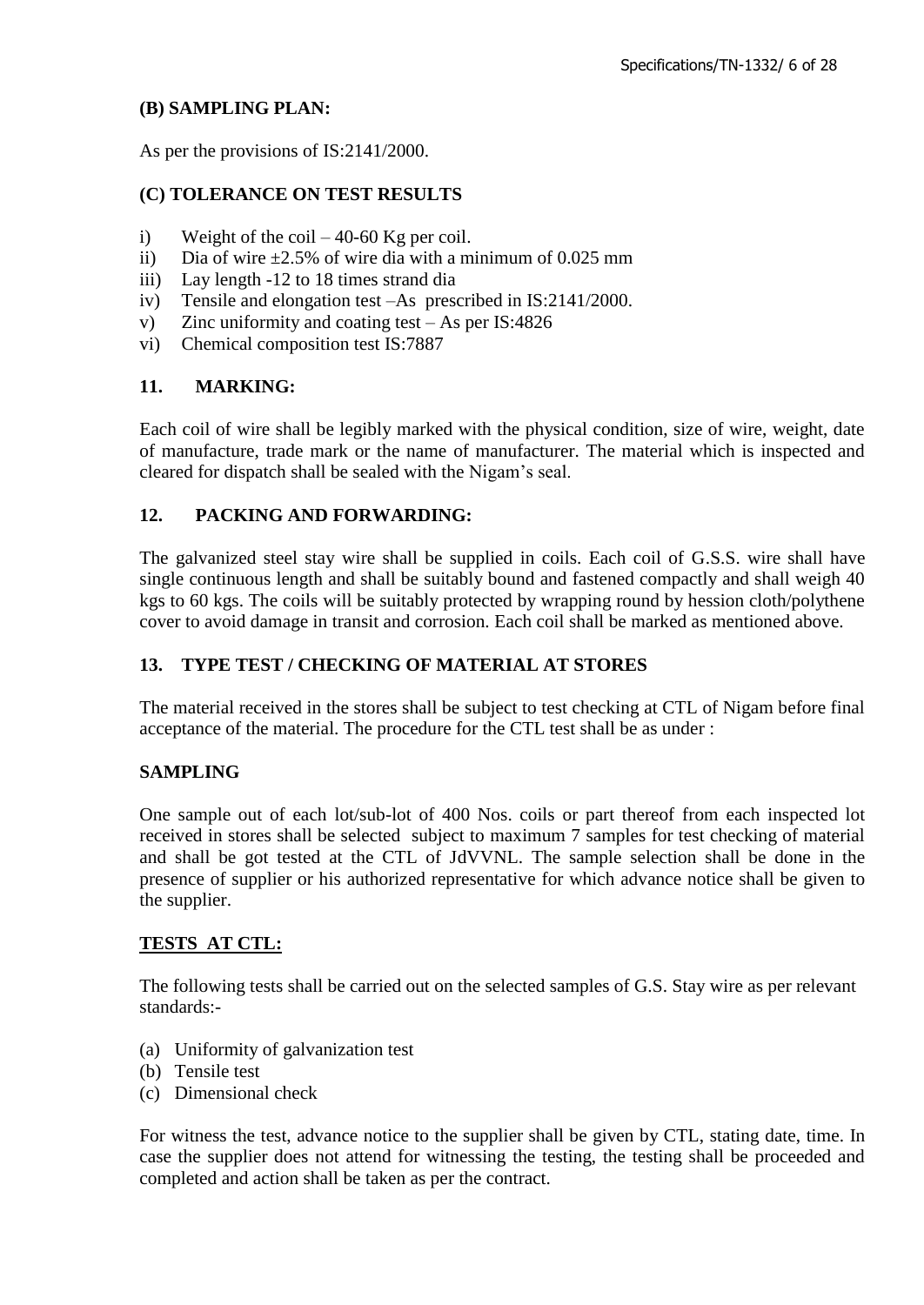**(B) SAMPLING PLAN:**

As per the provisions of IS:2141/2000.

**(C) TOLERANCE ON TEST RESULTS**

i) Weight of the coil – 40-60 Kg per coil.
ii) Dia of wire ±2.5% of wire dia with a minimum of 0.025 mm
iii) Lay length -12 to 18 times strand dia
iv) Tensile and elongation test –As prescribed in IS:2141/2000.
v) Zinc uniformity and coating test – As per IS:4826
vi) Chemical composition test IS:7887

## 11. MARKING:

Each coil of wire shall be legibly marked with the physical condition, size of wire, weight, date of manufacture, trade mark or the name of manufacturer. The material which is inspected and cleared for dispatch shall be sealed with the Nigam's seal.

## 12. PACKING AND FORWARDING:

The galvanized steel stay wire shall be supplied in coils. Each coil of G.S.S. wire shall have single continuous length and shall be suitably bound and fastened compactly and shall weigh 40 kgs to 60 kgs. The coils will be suitably protected by wrapping round by hession cloth/polythene cover to avoid damage in transit and corrosion. Each coil shall be marked as mentioned above.

## 13. TYPE TEST / CHECKING OF MATERIAL AT STORES

The material received in the stores shall be subject to test checking at CTL of Nigam before final acceptance of the material. The procedure for the CTL test shall be as under :

**SAMPLING**

One sample out of each lot/sub-lot of 400 Nos. coils or part thereof from each inspected lot received in stores shall be selected subject to maximum 7 samples for test checking of material and shall be got tested at the CTL of JdVVNL. The sample selection shall be done in the presence of supplier or his authorized representative for which advance notice shall be given to the supplier.

**TESTS AT CTL:**

The following tests shall be carried out on the selected samples of G.S. Stay wire as per relevant standards:-

(a) Uniformity of galvanization test
(b) Tensile test
(c) Dimensional check

For witness the test, advance notice to the supplier shall be given by CTL, stating date, time. In case the supplier does not attend for witnessing the testing, the testing shall be proceeded and completed and action shall be taken as per the contract.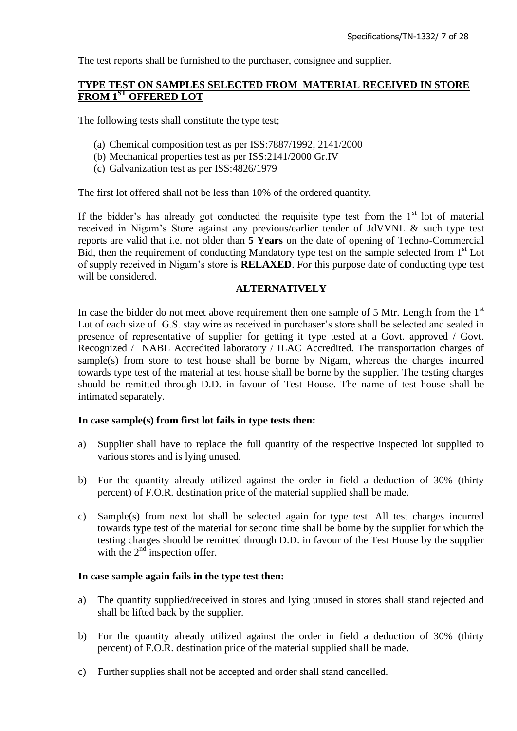The test reports shall be furnished to the purchaser, consignee and supplier.

**TYPE TEST ON SAMPLES SELECTED FROM MATERIAL RECEIVED IN STORE FROM 1ST OFFERED LOT**

The following tests shall constitute the type test;

(a) Chemical composition test as per ISS:7887/1992, 2141/2000
(b) Mechanical properties test as per ISS:2141/2000 Gr.IV
(c) Galvanization test as per ISS:4826/1979

The first lot offered shall not be less than 10% of the ordered quantity.

If the bidder's has already got conducted the requisite type test from the 1st lot of material received in Nigam's Store against any previous/earlier tender of JdVVNL & such type test reports are valid that i.e. not older than **5 Years** on the date of opening of Techno-Commercial Bid, then the requirement of conducting Mandatory type test on the sample selected from 1st Lot of supply received in Nigam's store is **RELAXED**. For this purpose date of conducting type test will be considered.

**ALTERNATIVELY**

In case the bidder do not meet above requirement then one sample of 5 Mtr. Length from the 1st Lot of each size of G.S. stay wire as received in purchaser's store shall be selected and sealed in presence of representative of supplier for getting it type tested at a Govt. approved / Govt. Recognized / NABL Accredited laboratory / ILAC Accredited. The transportation charges of sample(s) from store to test house shall be borne by Nigam, whereas the charges incurred towards type test of the material at test house shall be borne by the supplier. The testing charges should be remitted through D.D. in favour of Test House. The name of test house shall be intimated separately.

**In case sample(s) from first lot fails in type tests then:**

a) Supplier shall have to replace the full quantity of the respective inspected lot supplied to various stores and is lying unused.

b) For the quantity already utilized against the order in field a deduction of 30% (thirty percent) of F.O.R. destination price of the material supplied shall be made.

c) Sample(s) from next lot shall be selected again for type test. All test charges incurred towards type test of the material for second time shall be borne by the supplier for which the testing charges should be remitted through D.D. in favour of the Test House by the supplier with the 2nd inspection offer.

**In case sample again fails in the type test then:**

a) The quantity supplied/received in stores and lying unused in stores shall stand rejected and shall be lifted back by the supplier.

b) For the quantity already utilized against the order in field a deduction of 30% (thirty percent) of F.O.R. destination price of the material supplied shall be made.

c) Further supplies shall not be accepted and order shall stand cancelled.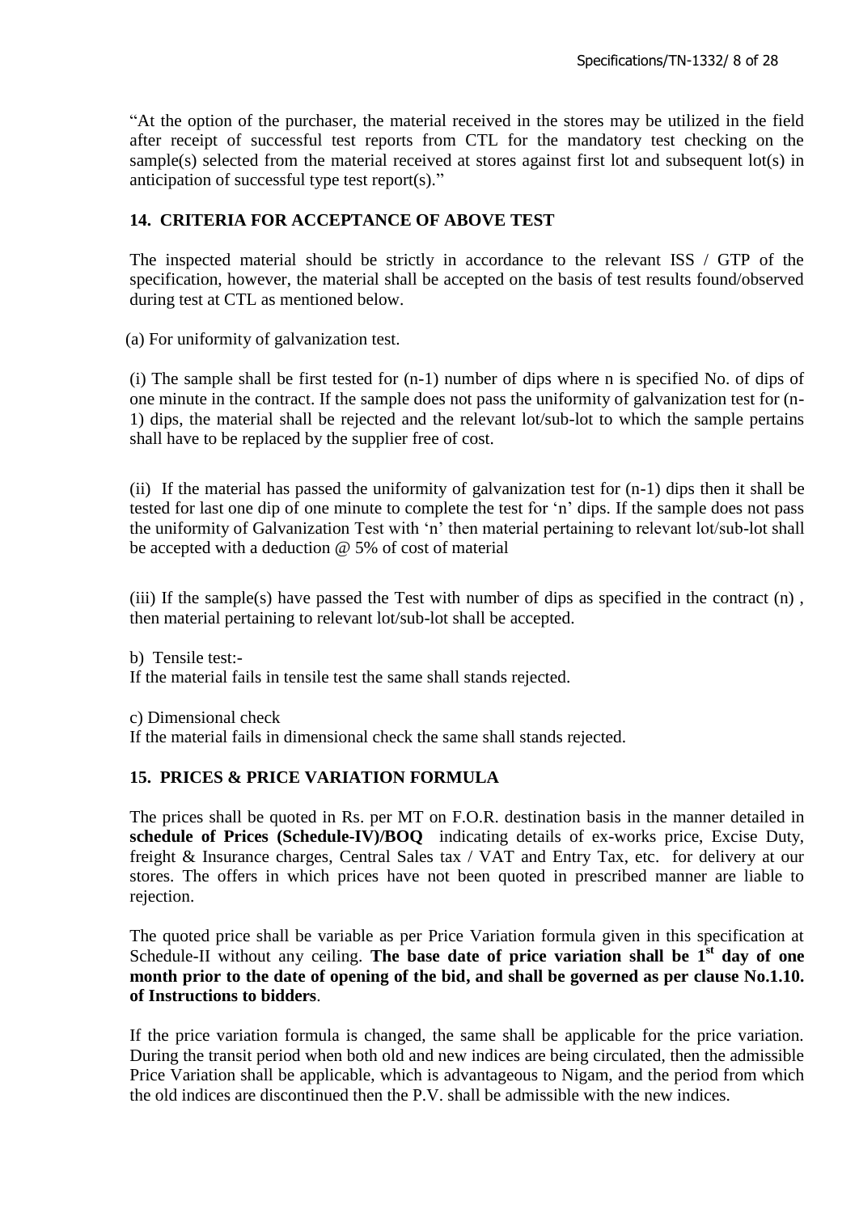"At the option of the purchaser, the material received in the stores may be utilized in the field after receipt of successful test reports from CTL for the mandatory test checking on the sample(s) selected from the material received at stores against first lot and subsequent lot(s) in anticipation of successful type test report(s)."

## 14. CRITERIA FOR ACCEPTANCE OF ABOVE TEST

The inspected material should be strictly in accordance to the relevant ISS / GTP of the specification, however, the material shall be accepted on the basis of test results found/observed during test at CTL as mentioned below.

(a) For uniformity of galvanization test.

(i) The sample shall be first tested for (n-1) number of dips where n is specified No. of dips of one minute in the contract. If the sample does not pass the uniformity of galvanization test for (n-1) dips, the material shall be rejected and the relevant lot/sub-lot to which the sample pertains shall have to be replaced by the supplier free of cost.

(ii) If the material has passed the uniformity of galvanization test for (n-1) dips then it shall be tested for last one dip of one minute to complete the test for 'n' dips. If the sample does not pass the uniformity of Galvanization Test with 'n' then material pertaining to relevant lot/sub-lot shall be accepted with a deduction @ 5% of cost of material

(iii) If the sample(s) have passed the Test with number of dips as specified in the contract (n) , then material pertaining to relevant lot/sub-lot shall be accepted.

b) Tensile test:-
If the material fails in tensile test the same shall stands rejected.

c) Dimensional check
If the material fails in dimensional check the same shall stands rejected.

## 15. PRICES & PRICE VARIATION FORMULA

The prices shall be quoted in Rs. per MT on F.O.R. destination basis in the manner detailed in **schedule of Prices (Schedule-IV)/BOQ** indicating details of ex-works price, Excise Duty, freight & Insurance charges, Central Sales tax / VAT and Entry Tax, etc. for delivery at our stores. The offers in which prices have not been quoted in prescribed manner are liable to rejection.

The quoted price shall be variable as per Price Variation formula given in this specification at Schedule-II without any ceiling. **The base date of price variation shall be 1st day of one month prior to the date of opening of the bid, and shall be governed as per clause No.1.10. of Instructions to bidders**.

If the price variation formula is changed, the same shall be applicable for the price variation. During the transit period when both old and new indices are being circulated, then the admissible Price Variation shall be applicable, which is advantageous to Nigam, and the period from which the old indices are discontinued then the P.V. shall be admissible with the new indices.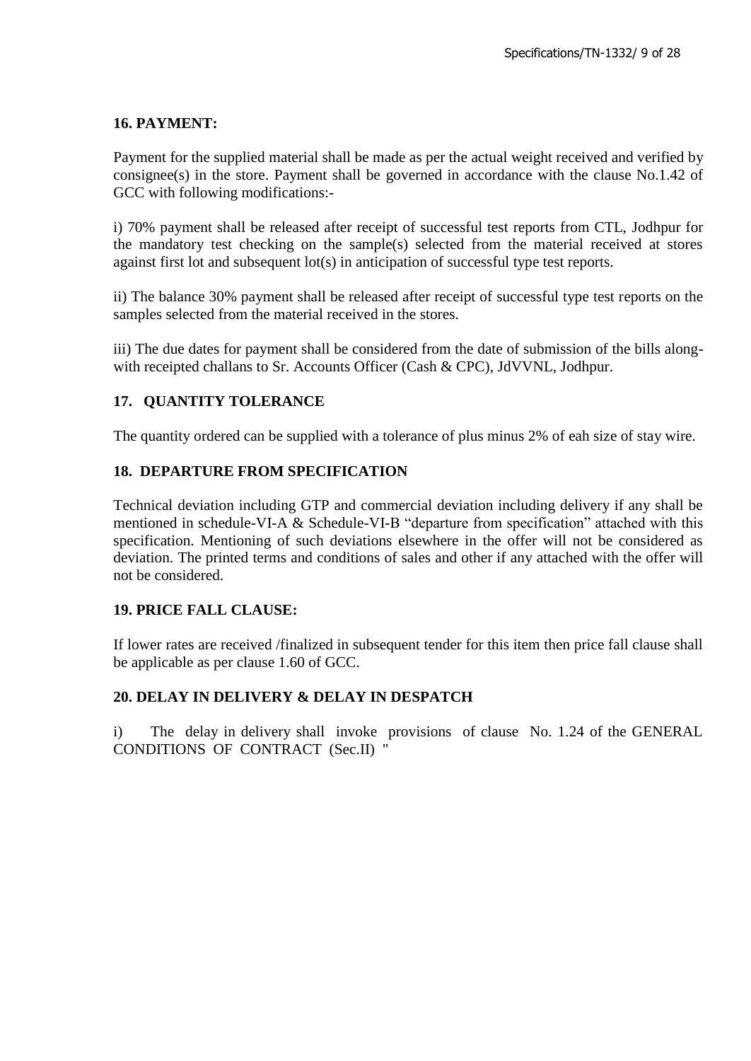**16. PAYMENT:**

Payment for the supplied material shall be made as per the actual weight received and verified by consignee(s) in the store. Payment shall be governed in accordance with the clause No.1.42 of GCC with following modifications:-

i) 70% payment shall be released after receipt of successful test reports from CTL, Jodhpur for the mandatory test checking on the sample(s) selected from the material received at stores against first lot and subsequent lot(s) in anticipation of successful type test reports.

ii) The balance 30% payment shall be released after receipt of successful type test reports on the samples selected from the material received in the stores.

iii) The due dates for payment shall be considered from the date of submission of the bills along-with receipted challans to Sr. Accounts Officer (Cash & CPC), JdVVNL, Jodhpur.

**17. QUANTITY TOLERANCE**

The quantity ordered can be supplied with a tolerance of plus minus 2% of eah size of stay wire.

**18. DEPARTURE FROM SPECIFICATION**

Technical deviation including GTP and commercial deviation including delivery if any shall be mentioned in schedule-VI-A & Schedule-VI-B "departure from specification" attached with this specification. Mentioning of such deviations elsewhere in the offer will not be considered as deviation. The printed terms and conditions of sales and other if any attached with the offer will not be considered.

**19. PRICE FALL CLAUSE:**

If lower rates are received /finalized in subsequent tender for this item then price fall clause shall be applicable as per clause 1.60 of GCC.

**20. DELAY IN DELIVERY & DELAY IN DESPATCH**

i) The delay in delivery shall invoke provisions of clause No. 1.24 of the GENERAL CONDITIONS OF CONTRACT (Sec.II) "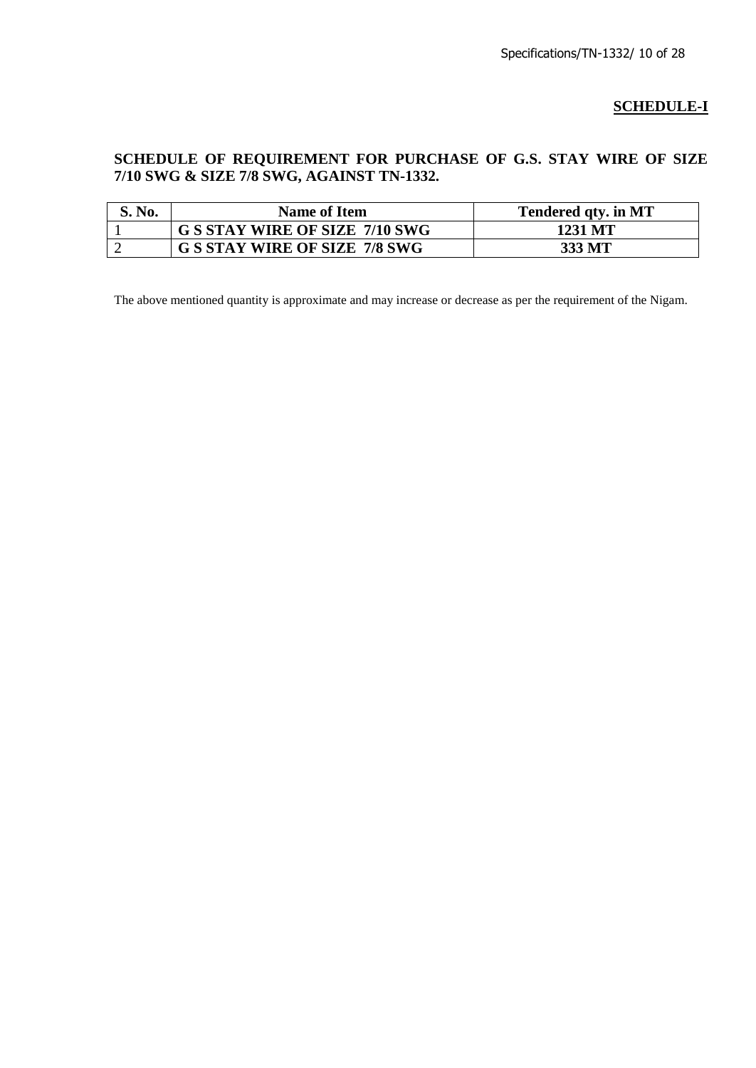**SCHEDULE-I**

**SCHEDULE OF REQUIREMENT FOR PURCHASE OF G.S. STAY WIRE OF SIZE 7/10 SWG & SIZE 7/8 SWG, AGAINST TN-1332.**

| S. No. | Name of Item | Tendered qty. in MT |
|---|---|---|
| 1 | **G S STAY WIRE OF SIZE 7/10 SWG** | **1231 MT** |
| 2 | **G S STAY WIRE OF SIZE 7/8 SWG** | **333 MT** |

The above mentioned quantity is approximate and may increase or decrease as per the requirement of the Nigam.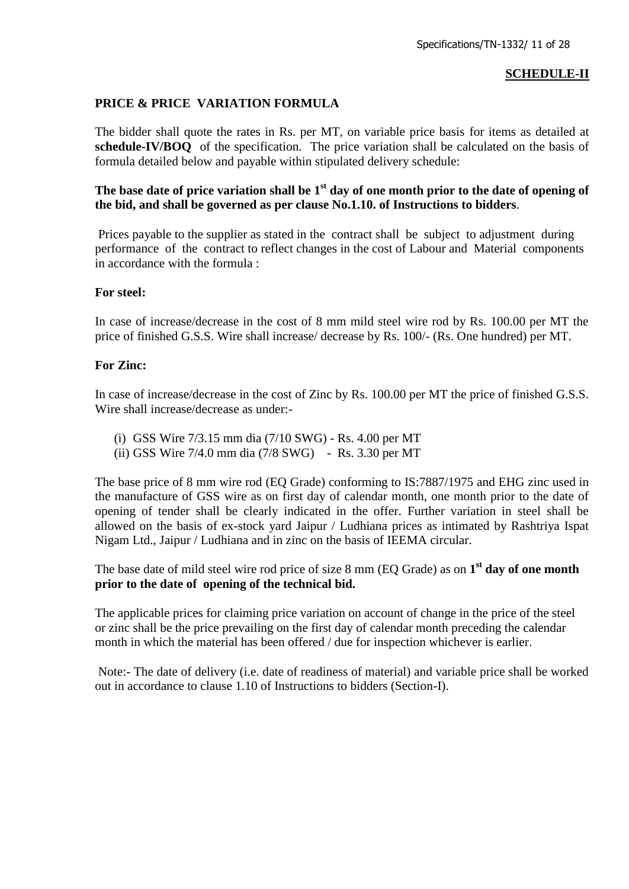**SCHEDULE-II**

**PRICE & PRICE VARIATION FORMULA**

The bidder shall quote the rates in Rs. per MT, on variable price basis for items as detailed at **schedule-IV/BOQ** of the specification. The price variation shall be calculated on the basis of formula detailed below and payable within stipulated delivery schedule:

**The base date of price variation shall be 1st day of one month prior to the date of opening of the bid, and shall be governed as per clause No.1.10. of Instructions to bidders**.

Prices payable to the supplier as stated in the contract shall be subject to adjustment during performance of the contract to reflect changes in the cost of Labour and Material components in accordance with the formula :

**For steel:**

In case of increase/decrease in the cost of 8 mm mild steel wire rod by Rs. 100.00 per MT the price of finished G.S.S. Wire shall increase/ decrease by Rs. 100/- (Rs. One hundred) per MT.

**For Zinc:**

In case of increase/decrease in the cost of Zinc by Rs. 100.00 per MT the price of finished G.S.S. Wire shall increase/decrease as under:-

(i) GSS Wire 7/3.15 mm dia (7/10 SWG) - Rs. 4.00 per MT
(ii) GSS Wire 7/4.0 mm dia (7/8 SWG) - Rs. 3.30 per MT

The base price of 8 mm wire rod (EQ Grade) conforming to IS:7887/1975 and EHG zinc used in the manufacture of GSS wire as on first day of calendar month, one month prior to the date of opening of tender shall be clearly indicated in the offer. Further variation in steel shall be allowed on the basis of ex-stock yard Jaipur / Ludhiana prices as intimated by Rashtriya Ispat Nigam Ltd., Jaipur / Ludhiana and in zinc on the basis of IEEMA circular.

The base date of mild steel wire rod price of size 8 mm (EQ Grade) as on **1st day of one month prior to the date of opening of the technical bid.**

The applicable prices for claiming price variation on account of change in the price of the steel or zinc shall be the price prevailing on the first day of calendar month preceding the calendar month in which the material has been offered / due for inspection whichever is earlier.

Note:- The date of delivery (i.e. date of readiness of material) and variable price shall be worked out in accordance to clause 1.10 of Instructions to bidders (Section-I).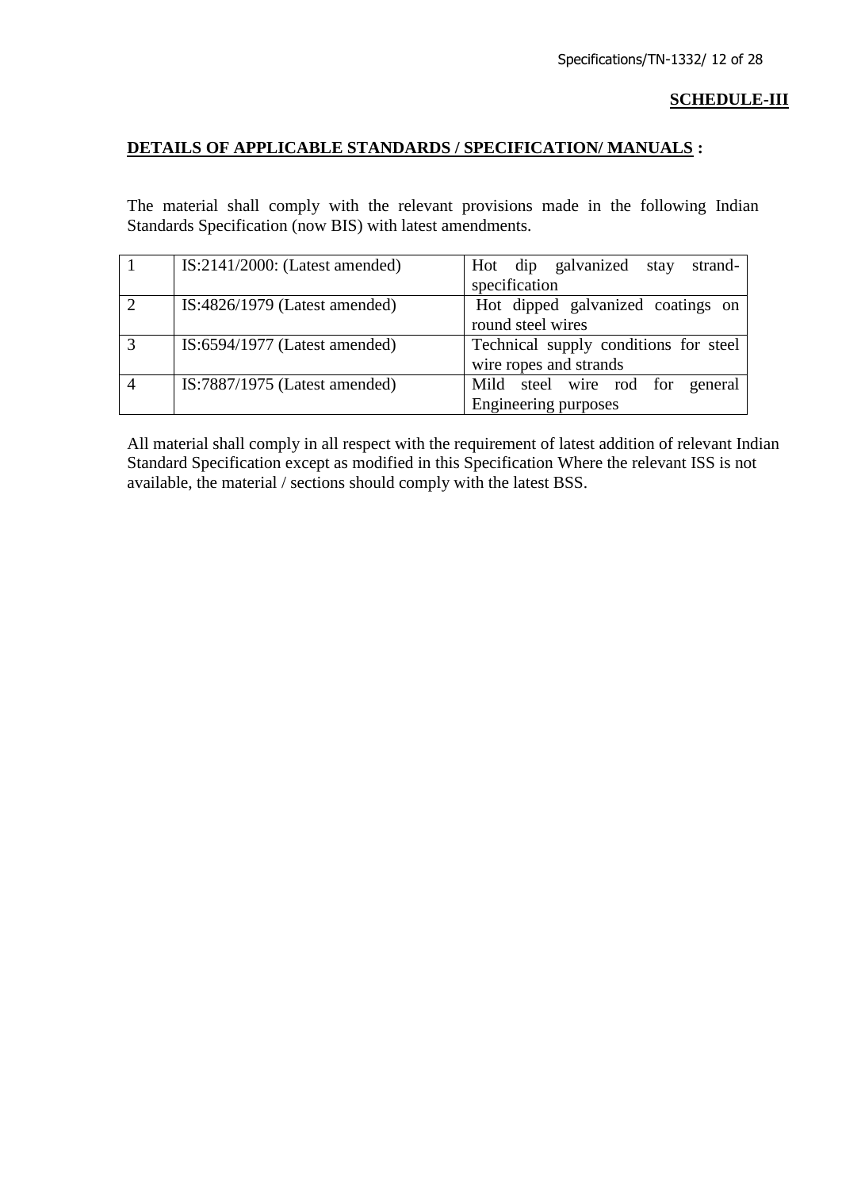**SCHEDULE-III**

**DETAILS OF APPLICABLE STANDARDS / SPECIFICATION/ MANUALS :**

The material shall comply with the relevant provisions made in the following Indian Standards Specification (now BIS) with latest amendments.

| | | |
|---|---|---|
| 1 | IS:2141/2000: (Latest amended) | Hot dip galvanized stay strand-specification |
| 2 | IS:4826/1979 (Latest amended) | Hot dipped galvanized coatings on round steel wires |
| 3 | IS:6594/1977 (Latest amended) | Technical supply conditions for steel wire ropes and strands |
| 4 | IS:7887/1975 (Latest amended) | Mild steel wire rod for general Engineering purposes |

All material shall comply in all respect with the requirement of latest addition of relevant Indian Standard Specification except as modified in this Specification Where the relevant ISS is not available, the material / sections should comply with the latest BSS.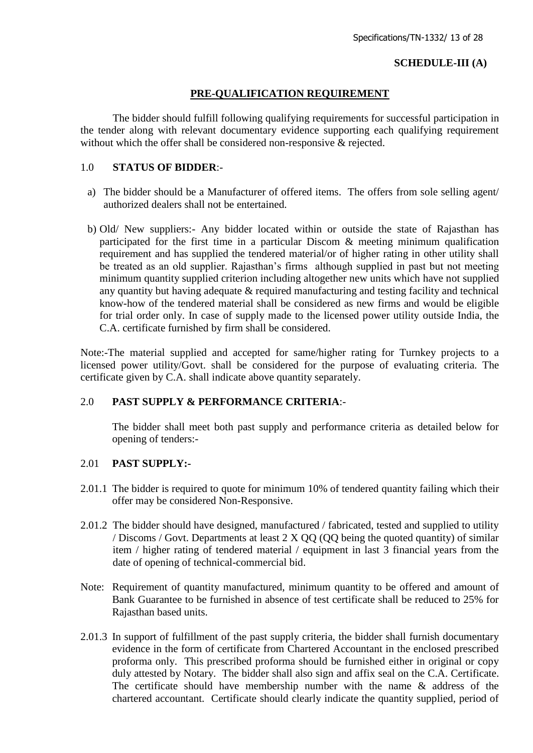**SCHEDULE-III (A)**

## PRE-QUALIFICATION REQUIREMENT

The bidder should fulfill following qualifying requirements for successful participation in the tender along with relevant documentary evidence supporting each qualifying requirement without which the offer shall be considered non-responsive & rejected.

1.0 **STATUS OF BIDDER**:-

a) The bidder should be a Manufacturer of offered items. The offers from sole selling agent/ authorized dealers shall not be entertained.

b) Old/ New suppliers:- Any bidder located within or outside the state of Rajasthan has participated for the first time in a particular Discom & meeting minimum qualification requirement and has supplied the tendered material/or of higher rating in other utility shall be treated as an old supplier. Rajasthan's firms although supplied in past but not meeting minimum quantity supplied criterion including altogether new units which have not supplied any quantity but having adequate & required manufacturing and testing facility and technical know-how of the tendered material shall be considered as new firms and would be eligible for trial order only. In case of supply made to the licensed power utility outside India, the C.A. certificate furnished by firm shall be considered.

Note:-The material supplied and accepted for same/higher rating for Turnkey projects to a licensed power utility/Govt. shall be considered for the purpose of evaluating criteria. The certificate given by C.A. shall indicate above quantity separately.

2.0 **PAST SUPPLY & PERFORMANCE CRITERIA**:-

The bidder shall meet both past supply and performance criteria as detailed below for opening of tenders:-

2.01 **PAST SUPPLY:-**

2.01.1 The bidder is required to quote for minimum 10% of tendered quantity failing which their offer may be considered Non-Responsive.

2.01.2 The bidder should have designed, manufactured / fabricated, tested and supplied to utility / Discoms / Govt. Departments at least 2 X QQ (QQ being the quoted quantity) of similar item / higher rating of tendered material / equipment in last 3 financial years from the date of opening of technical-commercial bid.

Note: Requirement of quantity manufactured, minimum quantity to be offered and amount of Bank Guarantee to be furnished in absence of test certificate shall be reduced to 25% for Rajasthan based units.

2.01.3 In support of fulfillment of the past supply criteria, the bidder shall furnish documentary evidence in the form of certificate from Chartered Accountant in the enclosed prescribed proforma only. This prescribed proforma should be furnished either in original or copy duly attested by Notary. The bidder shall also sign and affix seal on the C.A. Certificate. The certificate should have membership number with the name & address of the chartered accountant. Certificate should clearly indicate the quantity supplied, period of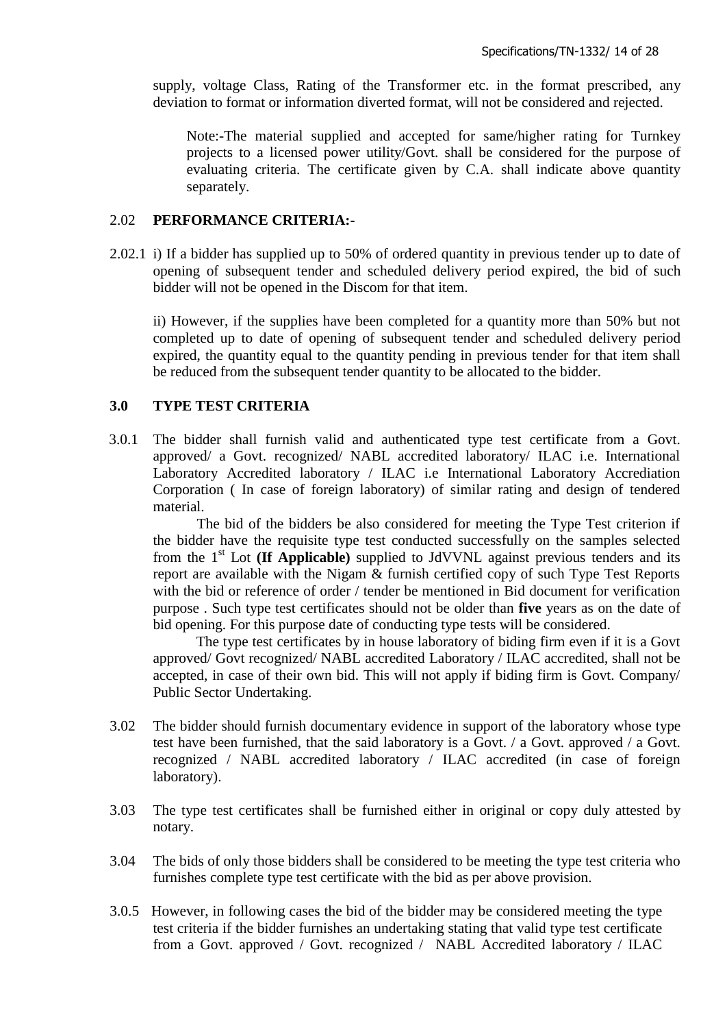supply, voltage Class, Rating of the Transformer etc. in the format prescribed, any deviation to format or information diverted format, will not be considered and rejected.

Note:-The material supplied and accepted for same/higher rating for Turnkey projects to a licensed power utility/Govt. shall be considered for the purpose of evaluating criteria. The certificate given by C.A. shall indicate above quantity separately.

## 2.02 PERFORMANCE CRITERIA:-

2.02.1 i) If a bidder has supplied up to 50% of ordered quantity in previous tender up to date of opening of subsequent tender and scheduled delivery period expired, the bid of such bidder will not be opened in the Discom for that item.

ii) However, if the supplies have been completed for a quantity more than 50% but not completed up to date of opening of subsequent tender and scheduled delivery period expired, the quantity equal to the quantity pending in previous tender for that item shall be reduced from the subsequent tender quantity to be allocated to the bidder.

## 3.0 TYPE TEST CRITERIA

3.0.1 The bidder shall furnish valid and authenticated type test certificate from a Govt. approved/ a Govt. recognized/ NABL accredited laboratory/ ILAC i.e. International Laboratory Accredited laboratory / ILAC i.e International Laboratory Accrediation Corporation ( In case of foreign laboratory) of similar rating and design of tendered material.

The bid of the bidders be also considered for meeting the Type Test criterion if the bidder have the requisite type test conducted successfully on the samples selected from the 1st Lot **(If Applicable)** supplied to JdVVNL against previous tenders and its report are available with the Nigam & furnish certified copy of such Type Test Reports with the bid or reference of order / tender be mentioned in Bid document for verification purpose . Such type test certificates should not be older than **five** years as on the date of bid opening. For this purpose date of conducting type tests will be considered.

The type test certificates by in house laboratory of biding firm even if it is a Govt approved/ Govt recognized/ NABL accredited Laboratory / ILAC accredited, shall not be accepted, in case of their own bid. This will not apply if biding firm is Govt. Company/ Public Sector Undertaking.

3.02 The bidder should furnish documentary evidence in support of the laboratory whose type test have been furnished, that the said laboratory is a Govt. / a Govt. approved / a Govt. recognized / NABL accredited laboratory / ILAC accredited (in case of foreign laboratory).

3.03 The type test certificates shall be furnished either in original or copy duly attested by notary.

3.04 The bids of only those bidders shall be considered to be meeting the type test criteria who furnishes complete type test certificate with the bid as per above provision.

3.0.5 However, in following cases the bid of the bidder may be considered meeting the type test criteria if the bidder furnishes an undertaking stating that valid type test certificate from a Govt. approved / Govt. recognized / NABL Accredited laboratory / ILAC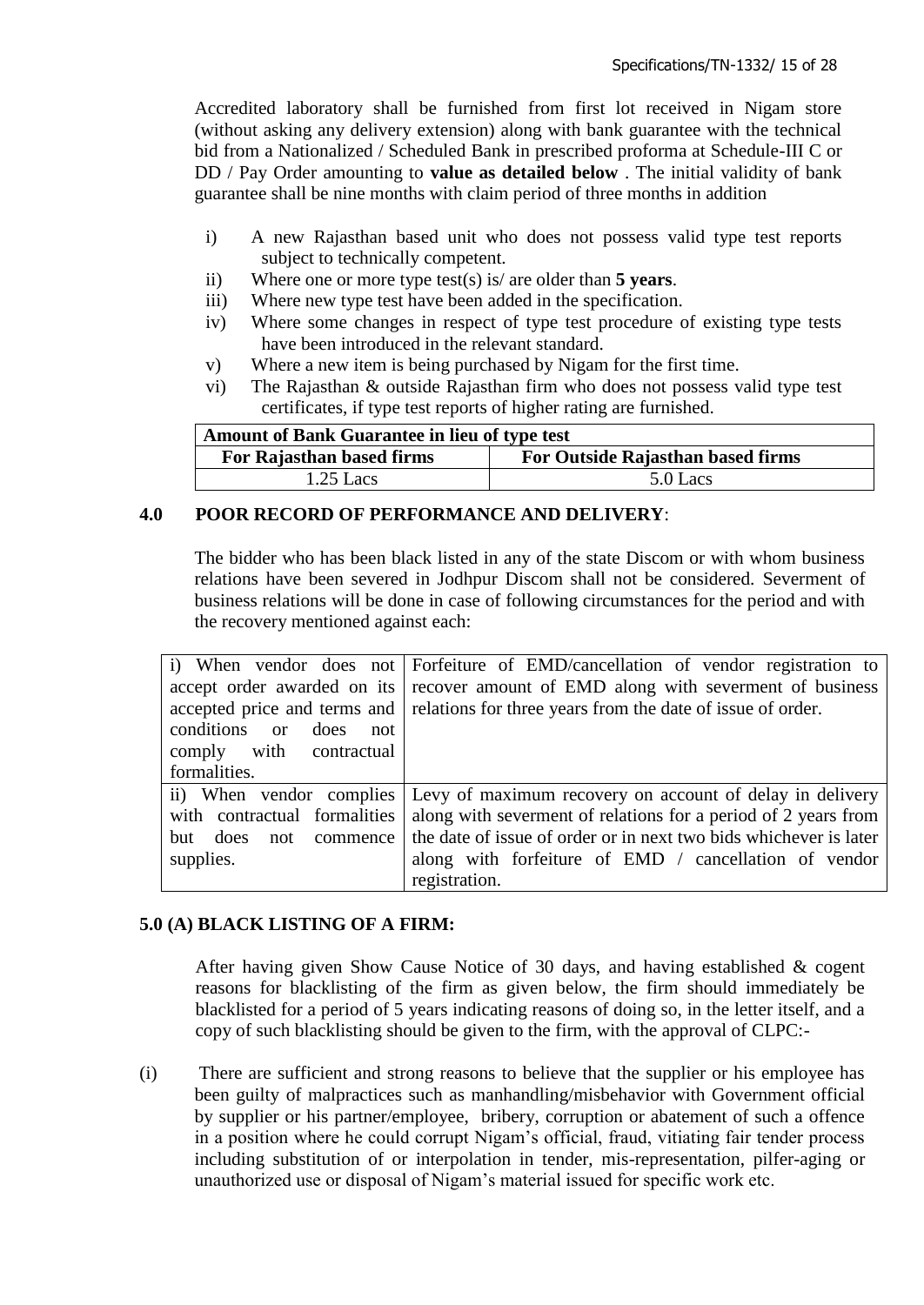Accredited laboratory shall be furnished from first lot received in Nigam store (without asking any delivery extension) along with bank guarantee with the technical bid from a Nationalized / Scheduled Bank in prescribed proforma at Schedule-III C or DD / Pay Order amounting to **value as detailed below** . The initial validity of bank guarantee shall be nine months with claim period of three months in addition

i) A new Rajasthan based unit who does not possess valid type test reports subject to technically competent.
ii) Where one or more type test(s) is/ are older than **5 years**.
iii) Where new type test have been added in the specification.
iv) Where some changes in respect of type test procedure of existing type tests have been introduced in the relevant standard.
v) Where a new item is being purchased by Nigam for the first time.
vi) The Rajasthan & outside Rajasthan firm who does not possess valid type test certificates, if type test reports of higher rating are furnished.

| **Amount of Bank Guarantee in lieu of type test** | |
|---|---|
| **For Rajasthan based firms** | **For Outside Rajasthan based firms** |
| 1.25 Lacs | 5.0 Lacs |

## 4.0 POOR RECORD OF PERFORMANCE AND DELIVERY:

The bidder who has been black listed in any of the state Discom or with whom business relations have been severed in Jodhpur Discom shall not be considered. Severment of business relations will be done in case of following circumstances for the period and with the recovery mentioned against each:

| | |
|---|---|
| i) When vendor does not accept order awarded on its accepted price and terms and conditions or does not comply with contractual formalities. | Forfeiture of EMD/cancellation of vendor registration to recover amount of EMD along with severment of business relations for three years from the date of issue of order. |
| ii) When vendor complies with contractual formalities but does not commence supplies. | Levy of maximum recovery on account of delay in delivery along with severment of relations for a period of 2 years from the date of issue of order or in next two bids whichever is later along with forfeiture of EMD / cancellation of vendor registration. |

## 5.0 (A) BLACK LISTING OF A FIRM:

After having given Show Cause Notice of 30 days, and having established & cogent reasons for blacklisting of the firm as given below, the firm should immediately be blacklisted for a period of 5 years indicating reasons of doing so, in the letter itself, and a copy of such blacklisting should be given to the firm, with the approval of CLPC:-

(i) There are sufficient and strong reasons to believe that the supplier or his employee has been guilty of malpractices such as manhandling/misbehavior with Government official by supplier or his partner/employee, bribery, corruption or abatement of such a offence in a position where he could corrupt Nigam's official, fraud, vitiating fair tender process including substitution of or interpolation in tender, mis-representation, pilfer-aging or unauthorized use or disposal of Nigam's material issued for specific work etc.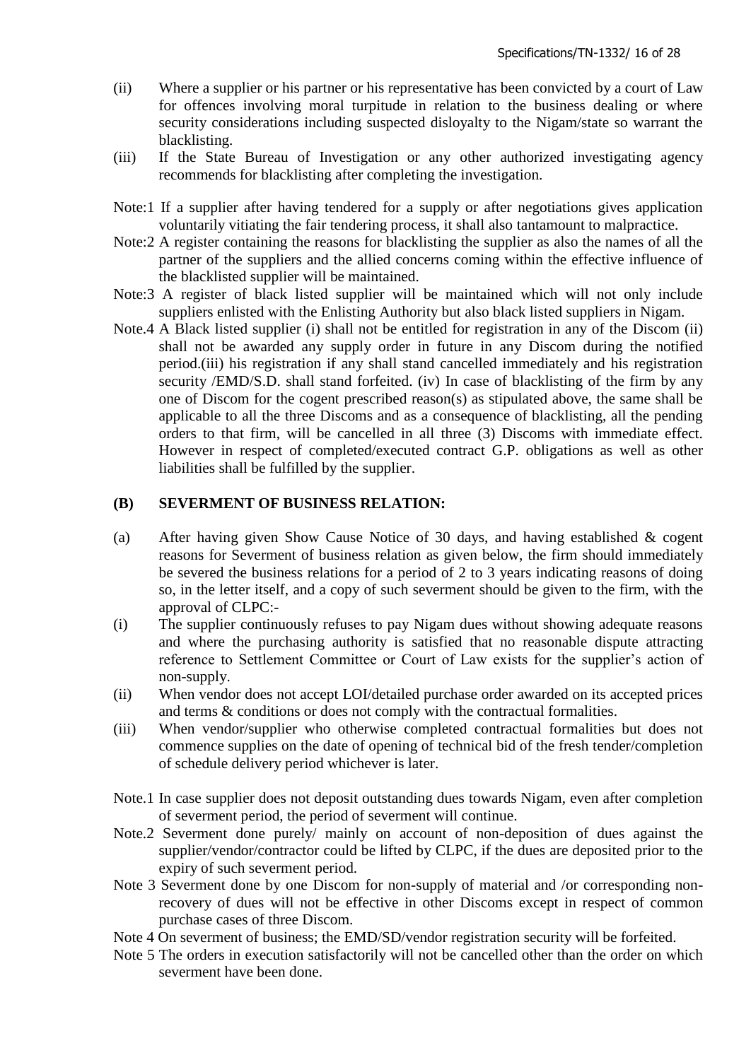(ii) Where a supplier or his partner or his representative has been convicted by a court of Law for offences involving moral turpitude in relation to the business dealing or where security considerations including suspected disloyalty to the Nigam/state so warrant the blacklisting.

(iii) If the State Bureau of Investigation or any other authorized investigating agency recommends for blacklisting after completing the investigation.

Note:1 If a supplier after having tendered for a supply or after negotiations gives application voluntarily vitiating the fair tendering process, it shall also tantamount to malpractice.

Note:2 A register containing the reasons for blacklisting the supplier as also the names of all the partner of the suppliers and the allied concerns coming within the effective influence of the blacklisted supplier will be maintained.

Note:3 A register of black listed supplier will be maintained which will not only include suppliers enlisted with the Enlisting Authority but also black listed suppliers in Nigam.

Note.4 A Black listed supplier (i) shall not be entitled for registration in any of the Discom (ii) shall not be awarded any supply order in future in any Discom during the notified period.(iii) his registration if any shall stand cancelled immediately and his registration security /EMD/S.D. shall stand forfeited. (iv) In case of blacklisting of the firm by any one of Discom for the cogent prescribed reason(s) as stipulated above, the same shall be applicable to all the three Discoms and as a consequence of blacklisting, all the pending orders to that firm, will be cancelled in all three (3) Discoms with immediate effect. However in respect of completed/executed contract G.P. obligations as well as other liabilities shall be fulfilled by the supplier.

## (B) SEVERMENT OF BUSINESS RELATION:

(a) After having given Show Cause Notice of 30 days, and having established & cogent reasons for Severment of business relation as given below, the firm should immediately be severed the business relations for a period of 2 to 3 years indicating reasons of doing so, in the letter itself, and a copy of such severment should be given to the firm, with the approval of CLPC:-

(i) The supplier continuously refuses to pay Nigam dues without showing adequate reasons and where the purchasing authority is satisfied that no reasonable dispute attracting reference to Settlement Committee or Court of Law exists for the supplier's action of non-supply.

(ii) When vendor does not accept LOI/detailed purchase order awarded on its accepted prices and terms & conditions or does not comply with the contractual formalities.

(iii) When vendor/supplier who otherwise completed contractual formalities but does not commence supplies on the date of opening of technical bid of the fresh tender/completion of schedule delivery period whichever is later.

Note.1 In case supplier does not deposit outstanding dues towards Nigam, even after completion of severment period, the period of severment will continue.

Note.2 Severment done purely/ mainly on account of non-deposition of dues against the supplier/vendor/contractor could be lifted by CLPC, if the dues are deposited prior to the expiry of such severment period.

Note 3 Severment done by one Discom for non-supply of material and /or corresponding non-recovery of dues will not be effective in other Discoms except in respect of common purchase cases of three Discom.

Note 4 On severment of business; the EMD/SD/vendor registration security will be forfeited.

Note 5 The orders in execution satisfactorily will not be cancelled other than the order on which severment have been done.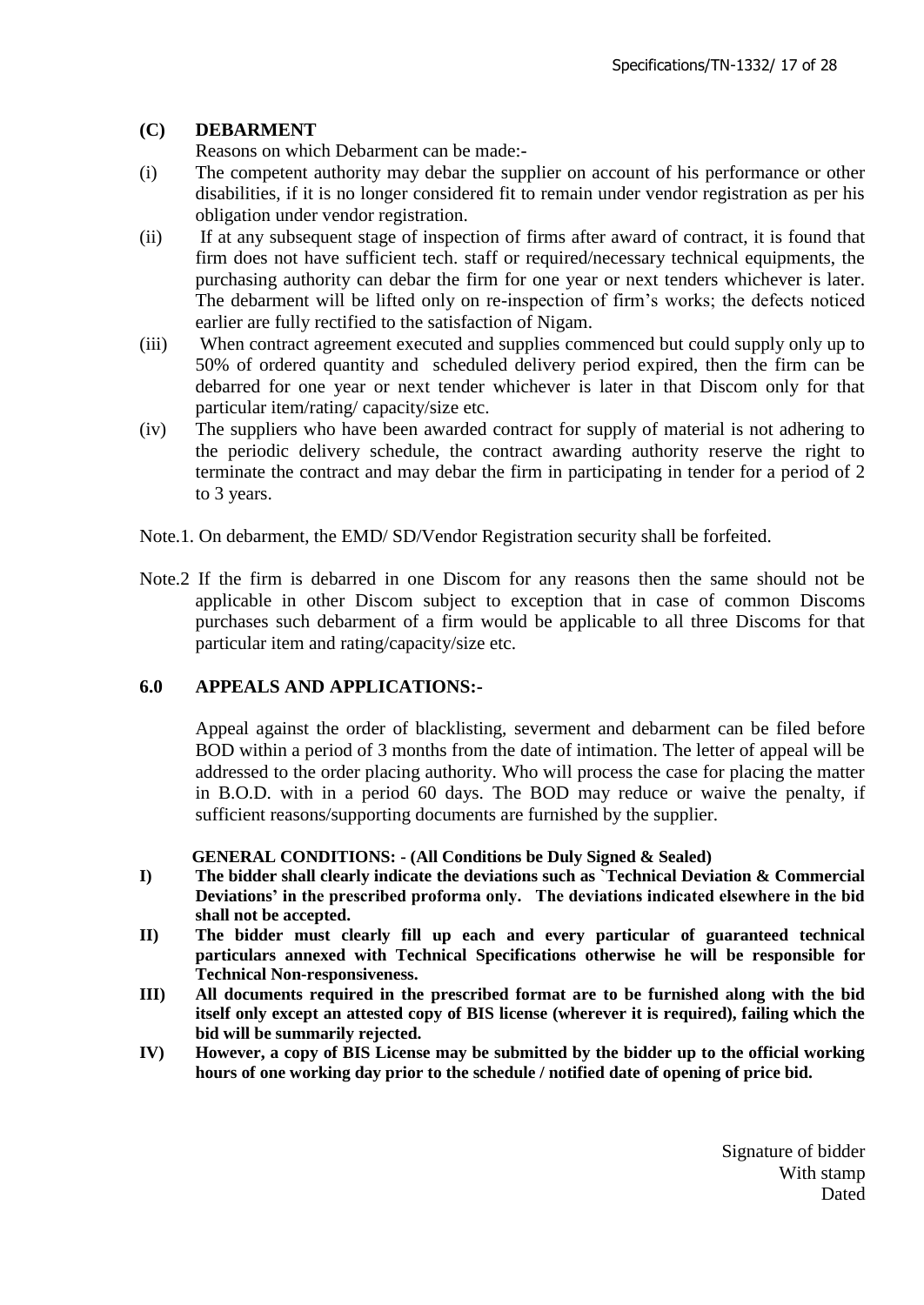### (C) DEBARMENT

Reasons on which Debarment can be made:-

(i) The competent authority may debar the supplier on account of his performance or other disabilities, if it is no longer considered fit to remain under vendor registration as per his obligation under vendor registration.

(ii) If at any subsequent stage of inspection of firms after award of contract, it is found that firm does not have sufficient tech. staff or required/necessary technical equipments, the purchasing authority can debar the firm for one year or next tenders whichever is later. The debarment will be lifted only on re-inspection of firm's works; the defects noticed earlier are fully rectified to the satisfaction of Nigam.

(iii) When contract agreement executed and supplies commenced but could supply only up to 50% of ordered quantity and scheduled delivery period expired, then the firm can be debarred for one year or next tender whichever is later in that Discom only for that particular item/rating/ capacity/size etc.

(iv) The suppliers who have been awarded contract for supply of material is not adhering to the periodic delivery schedule, the contract awarding authority reserve the right to terminate the contract and may debar the firm in participating in tender for a period of 2 to 3 years.

Note.1. On debarment, the EMD/ SD/Vendor Registration security shall be forfeited.

Note.2 If the firm is debarred in one Discom for any reasons then the same should not be applicable in other Discom subject to exception that in case of common Discoms purchases such debarment of a firm would be applicable to all three Discoms for that particular item and rating/capacity/size etc.

## 6.0 APPEALS AND APPLICATIONS:-

Appeal against the order of blacklisting, severment and debarment can be filed before BOD within a period of 3 months from the date of intimation. The letter of appeal will be addressed to the order placing authority. Who will process the case for placing the matter in B.O.D. with in a period 60 days. The BOD may reduce or waive the penalty, if sufficient reasons/supporting documents are furnished by the supplier.

**GENERAL CONDITIONS: - (All Conditions be Duly Signed & Sealed)**

**I) The bidder shall clearly indicate the deviations such as `Technical Deviation & Commercial Deviations' in the prescribed proforma only. The deviations indicated elsewhere in the bid shall not be accepted.**

**II) The bidder must clearly fill up each and every particular of guaranteed technical particulars annexed with Technical Specifications otherwise he will be responsible for Technical Non-responsiveness.**

**III) All documents required in the prescribed format are to be furnished along with the bid itself only except an attested copy of BIS license (wherever it is required), failing which the bid will be summarily rejected.**

**IV) However, a copy of BIS License may be submitted by the bidder up to the official working hours of one working day prior to the schedule / notified date of opening of price bid.**

Signature of bidder
With stamp
Dated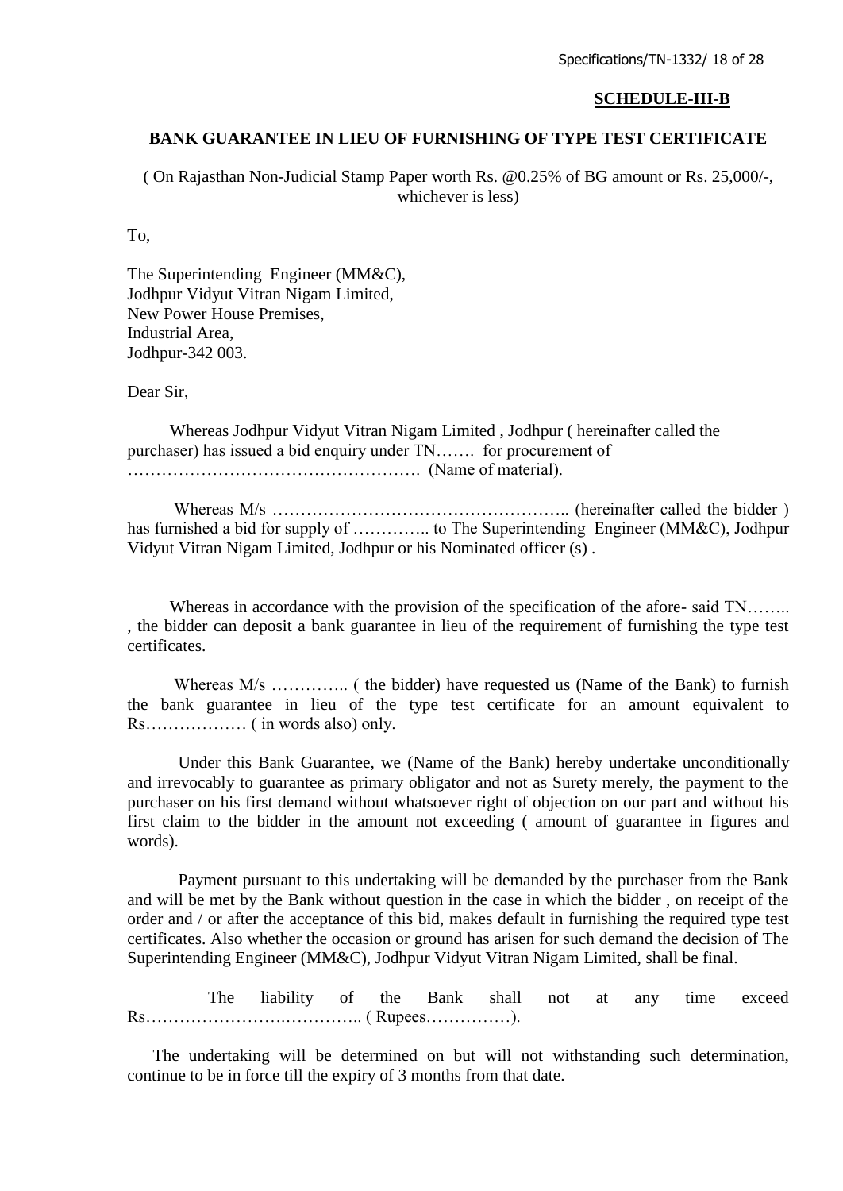**SCHEDULE-III-B**

**BANK GUARANTEE IN LIEU OF FURNISHING OF TYPE TEST CERTIFICATE**

( On Rajasthan Non-Judicial Stamp Paper worth Rs. @0.25% of BG amount or Rs. 25,000/-, whichever is less)

To,

The Superintending Engineer (MM&C),
Jodhpur Vidyut Vitran Nigam Limited,
New Power House Premises,
Industrial Area,
Jodhpur-342 003.

Dear Sir,

Whereas Jodhpur Vidyut Vitran Nigam Limited , Jodhpur ( hereinafter called the purchaser) has issued a bid enquiry under TN……. for procurement of ……………………………………………. (Name of material).

Whereas M/s …………………………………………….. (hereinafter called the bidder ) has furnished a bid for supply of ………….. to The Superintending Engineer (MM&C), Jodhpur Vidyut Vitran Nigam Limited, Jodhpur or his Nominated officer (s) .

Whereas in accordance with the provision of the specification of the afore- said TN…….. , the bidder can deposit a bank guarantee in lieu of the requirement of furnishing the type test certificates.

Whereas M/s ………….. ( the bidder) have requested us (Name of the Bank) to furnish the bank guarantee in lieu of the type test certificate for an amount equivalent to Rs……………… ( in words also) only.

Under this Bank Guarantee, we (Name of the Bank) hereby undertake unconditionally and irrevocably to guarantee as primary obligator and not as Surety merely, the payment to the purchaser on his first demand without whatsoever right of objection on our part and without his first claim to the bidder in the amount not exceeding ( amount of guarantee in figures and words).

Payment pursuant to this undertaking will be demanded by the purchaser from the Bank and will be met by the Bank without question in the case in which the bidder , on receipt of the order and / or after the acceptance of this bid, makes default in furnishing the required type test certificates. Also whether the occasion or ground has arisen for such demand the decision of The Superintending Engineer (MM&C), Jodhpur Vidyut Vitran Nigam Limited, shall be final.

The liability of the Bank shall not at any time exceed Rs…………………….………….. ( Rupees……………).

The undertaking will be determined on but will not withstanding such determination, continue to be in force till the expiry of 3 months from that date.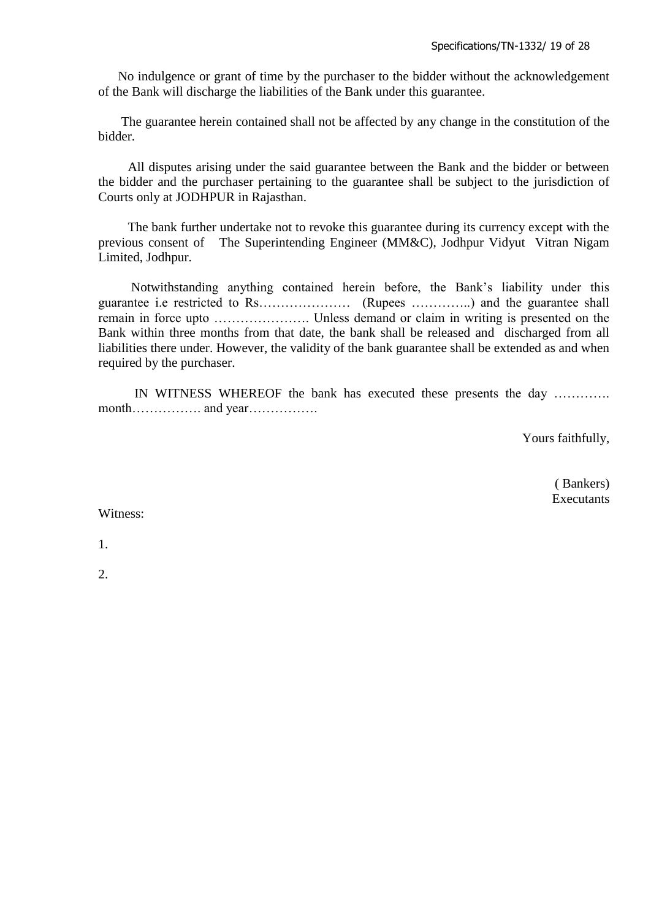No indulgence or grant of time by the purchaser to the bidder without the acknowledgement of the Bank will discharge the liabilities of the Bank under this guarantee.

The guarantee herein contained shall not be affected by any change in the constitution of the bidder.

All disputes arising under the said guarantee between the Bank and the bidder or between the bidder and the purchaser pertaining to the guarantee shall be subject to the jurisdiction of Courts only at JODHPUR in Rajasthan.

The bank further undertake not to revoke this guarantee during its currency except with the previous consent of The Superintending Engineer (MM&C), Jodhpur Vidyut Vitran Nigam Limited, Jodhpur.

Notwithstanding anything contained herein before, the Bank's liability under this guarantee i.e restricted to Rs………………… (Rupees …………..) and the guarantee shall remain in force upto …………………. Unless demand or claim in writing is presented on the Bank within three months from that date, the bank shall be released and discharged from all liabilities there under. However, the validity of the bank guarantee shall be extended as and when required by the purchaser.

IN WITNESS WHEREOF the bank has executed these presents the day …………. month……………. and year…………….

Yours faithfully,

( Bankers)
Executants

Witness:

1.

2.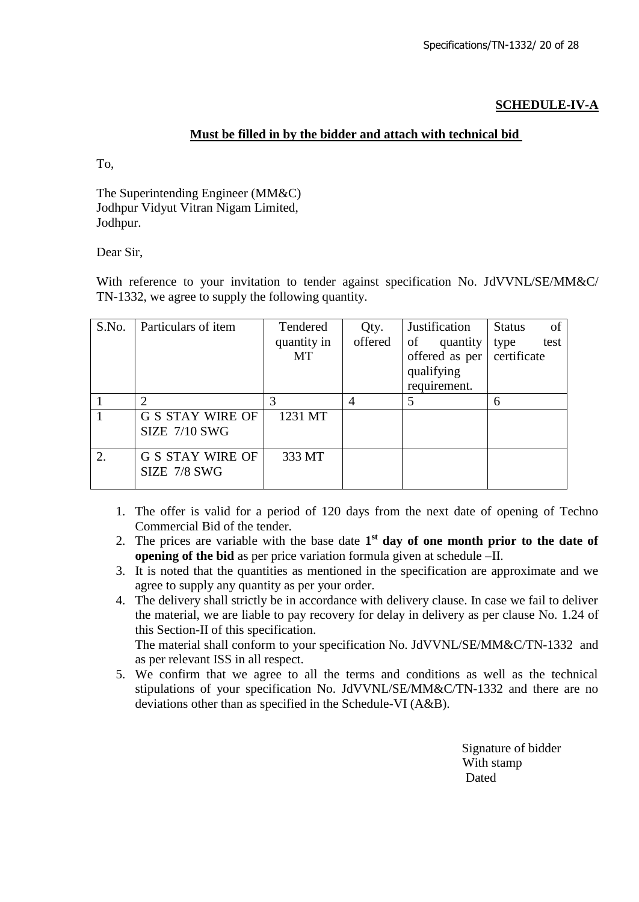**SCHEDULE-IV-A**

**Must be filled in by the bidder and attach with technical bid**

To,

The Superintending Engineer (MM&C)
Jodhpur Vidyut Vitran Nigam Limited,
Jodhpur.

Dear Sir,

With reference to your invitation to tender against specification No. JdVVNL/SE/MM&C/ TN-1332, we agree to supply the following quantity.

| S.No. | Particulars of item | Tendered quantity in MT | Qty. offered | Justification of quantity offered as per qualifying requirement. | Status of type test certificate |
|---|---|---|---|---|---|
| 1 | 2 | 3 | 4 | 5 | 6 |
| 1 | G S STAY WIRE OF SIZE 7/10 SWG | 1231 MT | | | |
| 2. | G S STAY WIRE OF SIZE 7/8 SWG | 333 MT | | | |

1. The offer is valid for a period of 120 days from the next date of opening of Techno Commercial Bid of the tender.
2. The prices are variable with the base date **1st day of one month prior to the date of opening of the bid** as per price variation formula given at schedule –II.
3. It is noted that the quantities as mentioned in the specification are approximate and we agree to supply any quantity as per your order.
4. The delivery shall strictly be in accordance with delivery clause. In case we fail to deliver the material, we are liable to pay recovery for delay in delivery as per clause No. 1.24 of this Section-II of this specification.
   The material shall conform to your specification No. JdVVNL/SE/MM&C/TN-1332 and as per relevant ISS in all respect.
5. We confirm that we agree to all the terms and conditions as well as the technical stipulations of your specification No. JdVVNL/SE/MM&C/TN-1332 and there are no deviations other than as specified in the Schedule-VI (A&B).

Signature of bidder
With stamp
Dated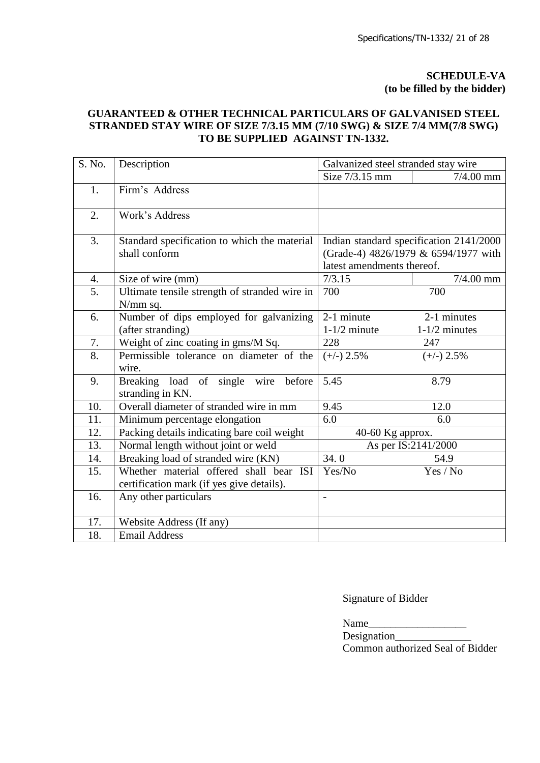**SCHEDULE-VA**
**(to be filled by the bidder)**

**GUARANTEED & OTHER TECHNICAL PARTICULARS OF GALVANISED STEEL STRANDED STAY WIRE OF SIZE 7/3.15 MM (7/10 SWG) & SIZE 7/4 MM(7/8 SWG) TO BE SUPPLIED AGAINST TN-1332.**

| S. No. | Description | Galvanized steel stranded stay wire | |
|---|---|---|---|
| | | Size 7/3.15 mm | 7/4.00 mm |
| 1. | Firm's Address | | |
| 2. | Work's Address | | |
| 3. | Standard specification to which the material shall conform | Indian standard specification 2141/2000 (Grade-4) 4826/1979 & 6594/1977 with latest amendments thereof. | |
| 4. | Size of wire (mm) | 7/3.15 | 7/4.00 mm |
| 5. | Ultimate tensile strength of stranded wire in N/mm sq. | 700 | 700 |
| 6. | Number of dips employed for galvanizing (after stranding) | 2-1 minute<br>1-1/2 minute | 2-1 minutes<br>1-1/2 minutes |
| 7. | Weight of zinc coating in gms/M Sq. | 228 | 247 |
| 8. | Permissible tolerance on diameter of the wire. | (+/-) 2.5% | (+/-) 2.5% |
| 9. | Breaking load of single wire before stranding in KN. | 5.45 | 8.79 |
| 10. | Overall diameter of stranded wire in mm | 9.45 | 12.0 |
| 11. | Minimum percentage elongation | 6.0 | 6.0 |
| 12. | Packing details indicating bare coil weight | 40-60 Kg approx. | |
| 13. | Normal length without joint or weld | As per IS:2141/2000 | |
| 14. | Breaking load of stranded wire (KN) | 34. 0 | 54.9 |
| 15. | Whether material offered shall bear ISI certification mark (if yes give details). | Yes/No | Yes / No |
| 16. | Any other particulars | - | |
| 17. | Website Address (If any) | | |
| 18. | Email Address | | |

Signature of Bidder

Name__________________
Designation______________
Common authorized Seal of Bidder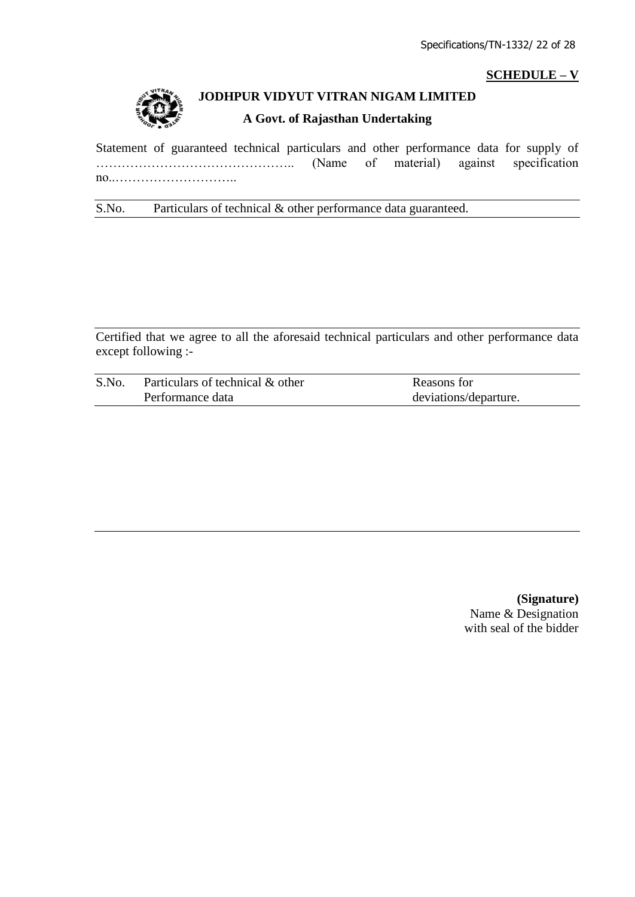**SCHEDULE – V**

**JODHPUR VIDYUT VITRAN NIGAM LIMITED**

**A Govt. of Rajasthan Undertaking**

Statement of guaranteed technical particulars and other performance data for supply of ……………………………………….. (Name of material) against specification no..………………………..

| S.No. | Particulars of technical & other performance data guaranteed. |
|---|---|
| | |

Certified that we agree to all the aforesaid technical particulars and other performance data except following :-

| S.No. | Particulars of technical & other Performance data | Reasons for deviations/departure. |
|---|---|---|
| | | |

**(Signature)**
Name & Designation
with seal of the bidder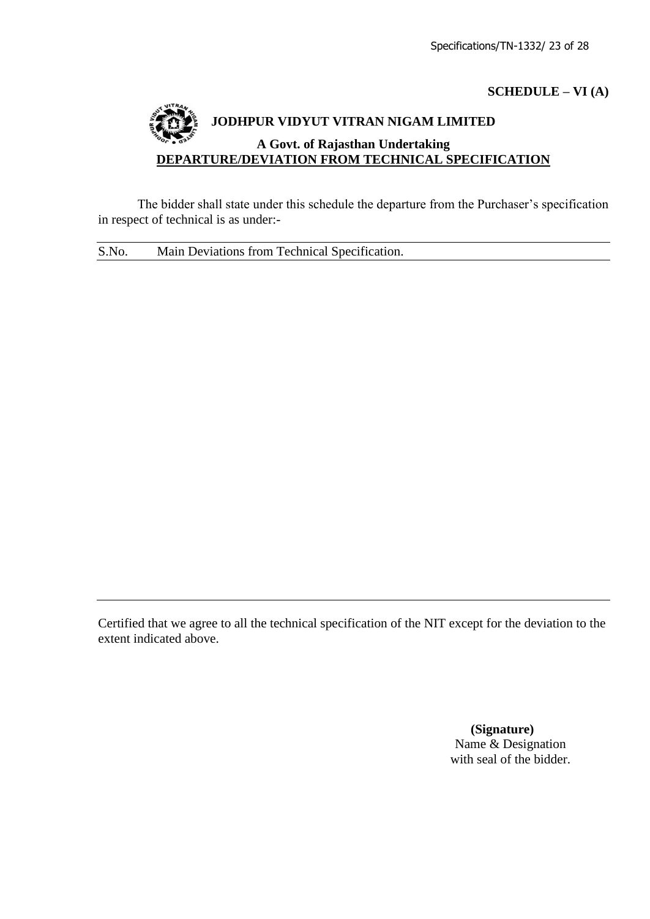**SCHEDULE – VI (A)**

# JODHPUR VIDYUT VITRAN NIGAM LIMITED

**A Govt. of Rajasthan Undertaking**

**DEPARTURE/DEVIATION FROM TECHNICAL SPECIFICATION**

The bidder shall state under this schedule the departure from the Purchaser's specification in respect of technical is as under:-

| S.No. | Main Deviations from Technical Specification. |
| --- | --- |
| | |

Certified that we agree to all the technical specification of the NIT except for the deviation to the extent indicated above.

**(Signature)**
Name & Designation
with seal of the bidder.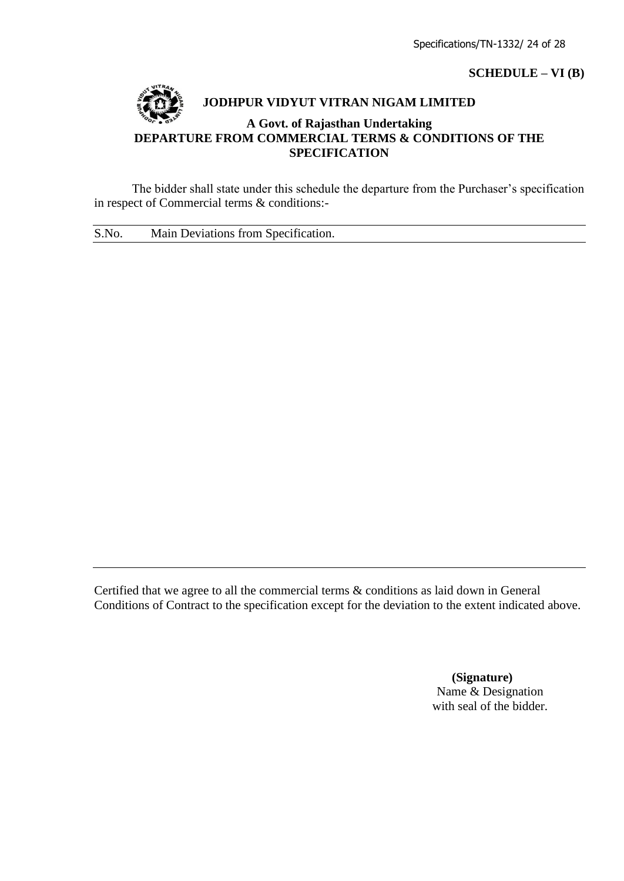**SCHEDULE – VI (B)**

# JODHPUR VIDYUT VITRAN NIGAM LIMITED

**A Govt. of Rajasthan Undertaking**

## DEPARTURE FROM COMMERCIAL TERMS & CONDITIONS OF THE SPECIFICATION

The bidder shall state under this schedule the departure from the Purchaser's specification in respect of Commercial terms & conditions:-

| S.No. | Main Deviations from Specification. |
| --- | --- |
| | |

Certified that we agree to all the commercial terms & conditions as laid down in General Conditions of Contract to the specification except for the deviation to the extent indicated above.

**(Signature)**
Name & Designation
with seal of the bidder.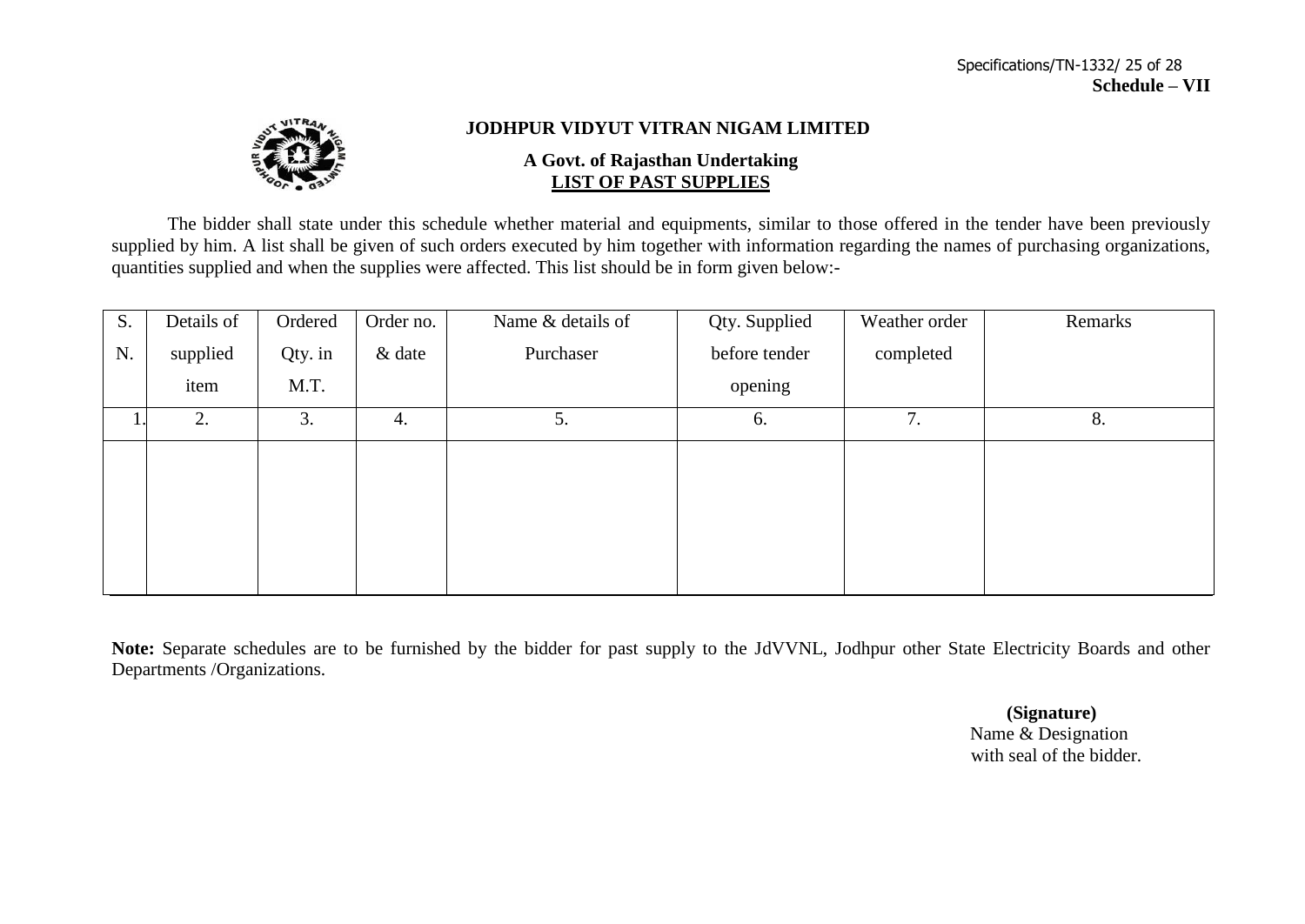**Schedule – VII**

## JODHPUR VIDYUT VITRAN NIGAM LIMITED

**A Govt. of Rajasthan Undertaking**

**LIST OF PAST SUPPLIES**

The bidder shall state under this schedule whether material and equipments, similar to those offered in the tender have been previously supplied by him. A list shall be given of such orders executed by him together with information regarding the names of purchasing organizations, quantities supplied and when the supplies were affected. This list should be in form given below:-

| S. N. | Details of supplied item | Ordered Qty. in M.T. | Order no. & date | Name & details of Purchaser | Qty. Supplied before tender opening | Weather order completed | Remarks |
|---|---|---|---|---|---|---|---|
| 1. | 2. | 3. | 4. | 5. | 6. | 7. | 8. |
| | | | | | | | |

**Note:** Separate schedules are to be furnished by the bidder for past supply to the JdVVNL, Jodhpur other State Electricity Boards and other Departments /Organizations.

**(Signature)**
Name & Designation
with seal of the bidder.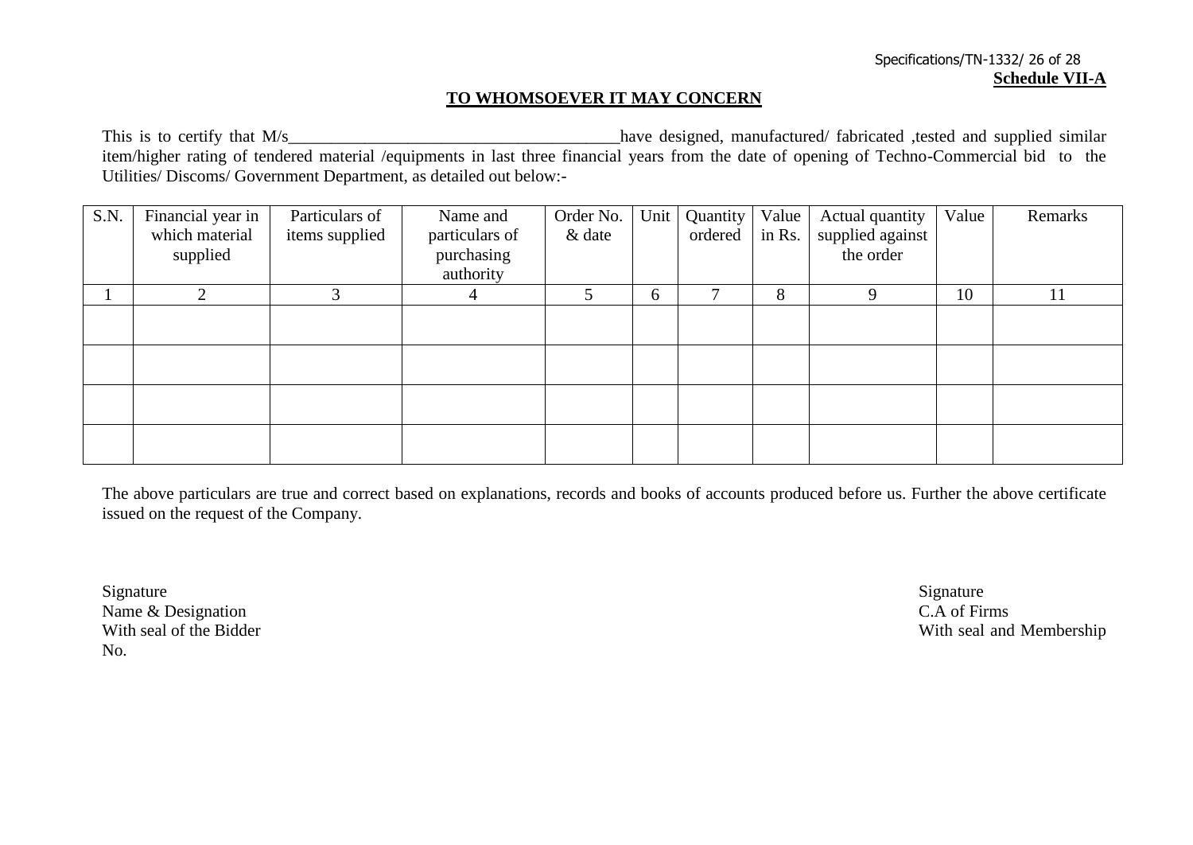**Schedule VII-A**

**TO WHOMSOEVER IT MAY CONCERN**

This is to certify that M/s______________________________________have designed, manufactured/ fabricated ,tested and supplied similar item/higher rating of tendered material /equipments in last three financial years from the date of opening of Techno-Commercial bid to the Utilities/ Discoms/ Government Department, as detailed out below:-

| S.N. | Financial year in which material supplied | Particulars of items supplied | Name and particulars of purchasing authority | Order No. & date | Unit | Quantity ordered | Value in Rs. | Actual quantity supplied against the order | Value | Remarks |
|---|---|---|---|---|---|---|---|---|---|---|
| 1 | 2 | 3 | 4 | 5 | 6 | 7 | 8 | 9 | 10 | 11 |
| | | | | | | | | | | |
| | | | | | | | | | | |
| | | | | | | | | | | |
| | | | | | | | | | | |

The above particulars are true and correct based on explanations, records and books of accounts produced before us. Further the above certificate issued on the request of the Company.

Signature
Name & Designation
With seal of the Bidder

Signature
C.A of Firms
With seal and Membership
No.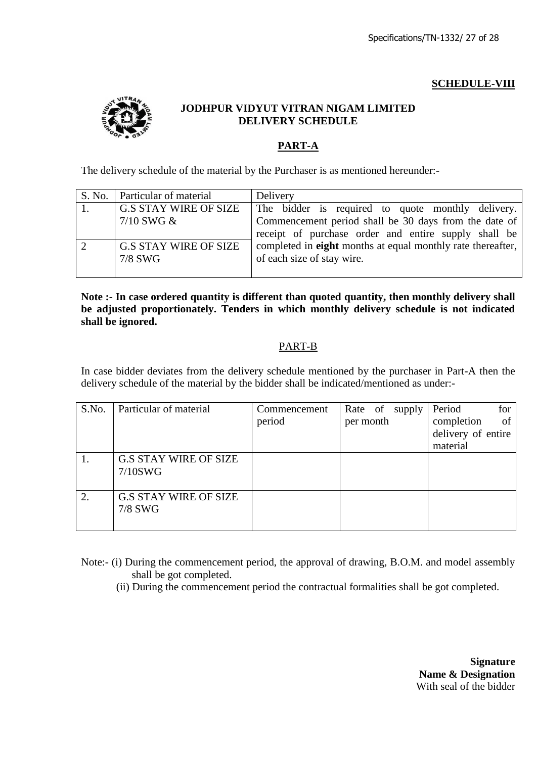**SCHEDULE-VIII**

**JODHPUR VIDYUT VITRAN NIGAM LIMITED**
**DELIVERY SCHEDULE**

## PART-A

The delivery schedule of the material by the Purchaser is as mentioned hereunder:-

| S. No. | Particular of material | Delivery |
|---|---|---|
| 1. | G.S STAY WIRE OF SIZE 7/10 SWG & | The bidder is required to quote monthly delivery. Commencement period shall be 30 days from the date of receipt of purchase order and entire supply shall be completed in **eight** months at equal monthly rate thereafter, of each size of stay wire. |
| 2 | G.S STAY WIRE OF SIZE 7/8 SWG | |

**Note :- In case ordered quantity is different than quoted quantity, then monthly delivery shall be adjusted proportionately. Tenders in which monthly delivery schedule is not indicated shall be ignored.**

## PART-B

In case bidder deviates from the delivery schedule mentioned by the purchaser in Part-A then the delivery schedule of the material by the bidder shall be indicated/mentioned as under:-

| S.No. | Particular of material | Commencement period | Rate of supply per month | Period for completion of delivery of entire material |
|---|---|---|---|---|
| 1. | G.S STAY WIRE OF SIZE 7/10SWG | | | |
| 2. | G.S STAY WIRE OF SIZE 7/8 SWG | | | |

Note:- (i) During the commencement period, the approval of drawing, B.O.M. and model assembly shall be got completed.

(ii) During the commencement period the contractual formalities shall be got completed.

**Signature**
**Name & Designation**
With seal of the bidder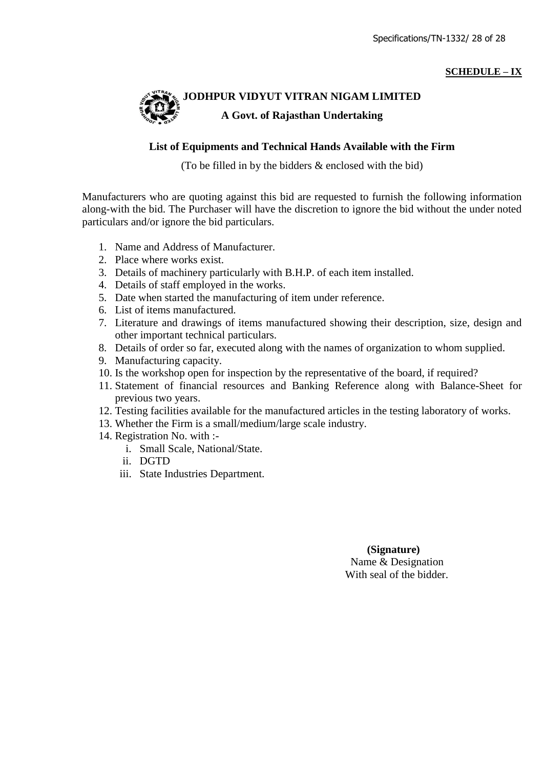**SCHEDULE – IX**

**JODHPUR VIDYUT VITRAN NIGAM LIMITED**

**A Govt. of Rajasthan Undertaking**

**List of Equipments and Technical Hands Available with the Firm**

(To be filled in by the bidders & enclosed with the bid)

Manufacturers who are quoting against this bid are requested to furnish the following information along-with the bid. The Purchaser will have the discretion to ignore the bid without the under noted particulars and/or ignore the bid particulars.

1. Name and Address of Manufacturer.
2. Place where works exist.
3. Details of machinery particularly with B.H.P. of each item installed.
4. Details of staff employed in the works.
5. Date when started the manufacturing of item under reference.
6. List of items manufactured.
7. Literature and drawings of items manufactured showing their description, size, design and other important technical particulars.
8. Details of order so far, executed along with the names of organization to whom supplied.
9. Manufacturing capacity.
10. Is the workshop open for inspection by the representative of the board, if required?
11. Statement of financial resources and Banking Reference along with Balance-Sheet for previous two years.
12. Testing facilities available for the manufactured articles in the testing laboratory of works.
13. Whether the Firm is a small/medium/large scale industry.
14. Registration No. with :-
    i. Small Scale, National/State.
    ii. DGTD
    iii. State Industries Department.

**(Signature)**
Name & Designation
With seal of the bidder.